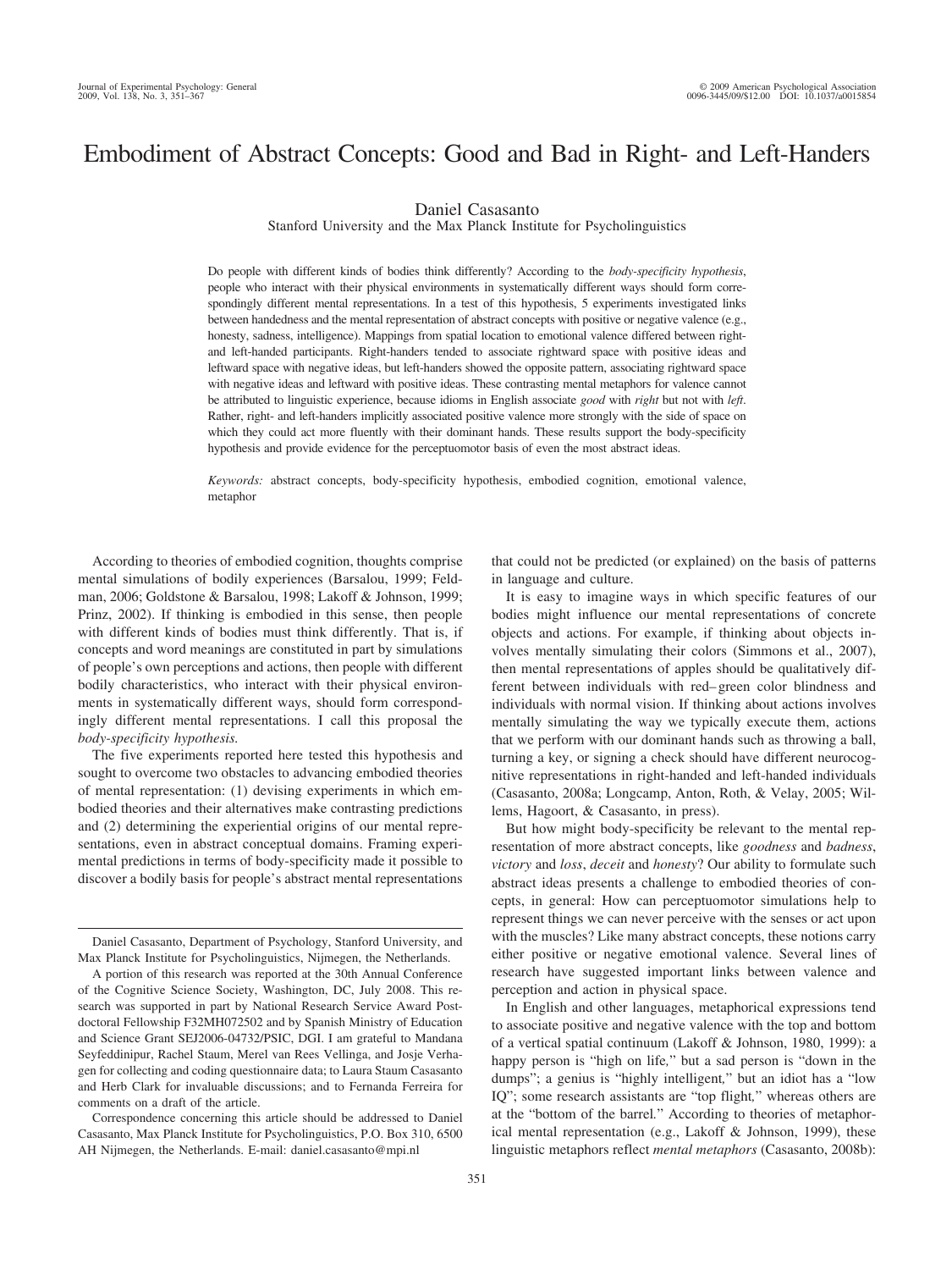# Embodiment of Abstract Concepts: Good and Bad in Right- and Left-Handers

Daniel Casasanto
Stanford University and the Max Planck Institute for Psycholinguistics

Do people with different kinds of bodies think differently? According to the *body-specificity hypothesis*, people who interact with their physical environments in systematically different ways should form correspondingly different mental representations. In a test of this hypothesis, 5 experiments investigated links between handedness and the mental representation of abstract concepts with positive or negative valence (e.g., honesty, sadness, intelligence). Mappings from spatial location to emotional valence differed between right- and left-handed participants. Right-handers tended to associate rightward space with positive ideas and leftward space with negative ideas, but left-handers showed the opposite pattern, associating rightward space with negative ideas and leftward with positive ideas. These contrasting mental metaphors for valence cannot be attributed to linguistic experience, because idioms in English associate *good* with *right* but not with *left*. Rather, right- and left-handers implicitly associated positive valence more strongly with the side of space on which they could act more fluently with their dominant hands. These results support the body-specificity hypothesis and provide evidence for the perceptuomotor basis of even the most abstract ideas.

*Keywords:* abstract concepts, body-specificity hypothesis, embodied cognition, emotional valence, metaphor

According to theories of embodied cognition, thoughts comprise mental simulations of bodily experiences (Barsalou, 1999; Feldman, 2006; Goldstone & Barsalou, 1998; Lakoff & Johnson, 1999; Prinz, 2002). If thinking is embodied in this sense, then people with different kinds of bodies must think differently. That is, if concepts and word meanings are constituted in part by simulations of people's own perceptions and actions, then people with different bodily characteristics, who interact with their physical environments in systematically different ways, should form correspondingly different mental representations. I call this proposal the *body-specificity hypothesis.*

The five experiments reported here tested this hypothesis and sought to overcome two obstacles to advancing embodied theories of mental representation: (1) devising experiments in which embodied theories and their alternatives make contrasting predictions and (2) determining the experiential origins of our mental representations, even in abstract conceptual domains. Framing experimental predictions in terms of body-specificity made it possible to discover a bodily basis for people's abstract mental representations that could not be predicted (or explained) on the basis of patterns in language and culture.

It is easy to imagine ways in which specific features of our bodies might influence our mental representations of concrete objects and actions. For example, if thinking about objects involves mentally simulating their colors (Simmons et al., 2007), then mental representations of apples should be qualitatively different between individuals with red–green color blindness and individuals with normal vision. If thinking about actions involves mentally simulating the way we typically execute them, actions that we perform with our dominant hands such as throwing a ball, turning a key, or signing a check should have different neurocognitive representations in right-handed and left-handed individuals (Casasanto, 2008a; Longcamp, Anton, Roth, & Velay, 2005; Willems, Hagoort, & Casasanto, in press).

But how might body-specificity be relevant to the mental representation of more abstract concepts, like *goodness* and *badness*, *victory* and *loss*, *deceit* and *honesty*? Our ability to formulate such abstract ideas presents a challenge to embodied theories of concepts, in general: How can perceptuomotor simulations help to represent things we can never perceive with the senses or act upon with the muscles? Like many abstract concepts, these notions carry either positive or negative emotional valence. Several lines of research have suggested important links between valence and perception and action in physical space.

In English and other languages, metaphorical expressions tend to associate positive and negative valence with the top and bottom of a vertical spatial continuum (Lakoff & Johnson, 1980, 1999): a happy person is "high on life," but a sad person is "down in the dumps"; a genius is "highly intelligent," but an idiot has a "low IQ"; some research assistants are "top flight," whereas others are at the "bottom of the barrel." According to theories of metaphorical mental representation (e.g., Lakoff & Johnson, 1999), these linguistic metaphors reflect *mental metaphors* (Casasanto, 2008b):

---

Daniel Casasanto, Department of Psychology, Stanford University, and Max Planck Institute for Psycholinguistics, Nijmegen, the Netherlands.

A portion of this research was reported at the 30th Annual Conference of the Cognitive Science Society, Washington, DC, July 2008. This research was supported in part by National Research Service Award Postdoctoral Fellowship F32MH072502 and by Spanish Ministry of Education and Science Grant SEJ2006-04732/PSIC, DGI. I am grateful to Mandana Seyfeddinipur, Rachel Staum, Merel van Rees Vellinga, and Josje Verhagen for collecting and coding questionnaire data; to Laura Staum Casasanto and Herb Clark for invaluable discussions; and to Fernanda Ferreira for comments on a draft of the article.

Correspondence concerning this article should be addressed to Daniel Casasanto, Max Planck Institute for Psycholinguistics, P.O. Box 310, 6500 AH Nijmegen, the Netherlands. E-mail: daniel.casasanto@mpi.nl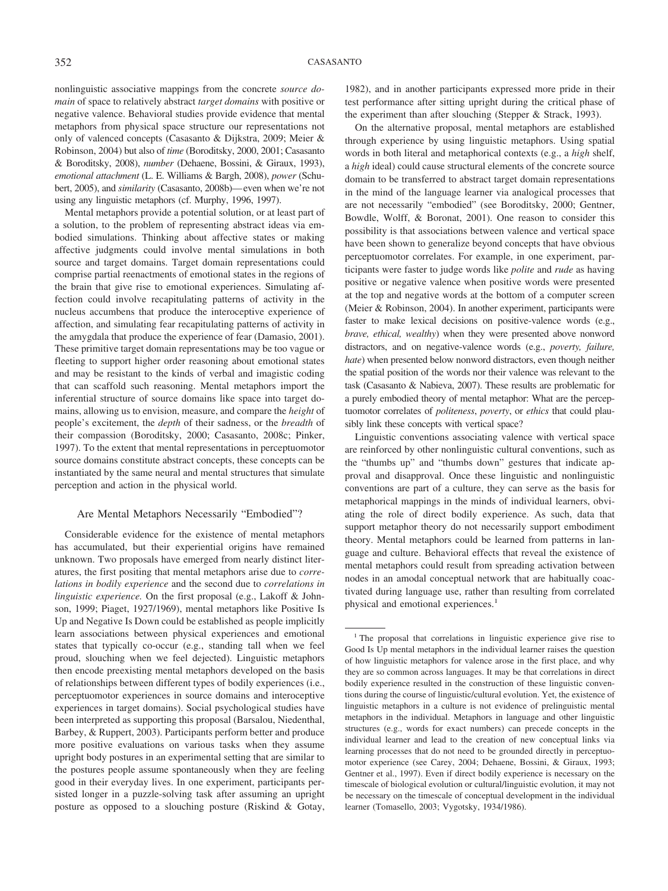nonlinguistic associative mappings from the concrete *source domain* of space to relatively abstract *target domains* with positive or negative valence. Behavioral studies provide evidence that mental metaphors from physical space structure our representations not only of valenced concepts (Casasanto & Dijkstra, 2009; Meier & Robinson, 2004) but also of *time* (Boroditsky, 2000, 2001; Casasanto & Boroditsky, 2008), *number* (Dehaene, Bossini, & Giraux, 1993), *emotional attachment* (L. E. Williams & Bargh, 2008), *power* (Schubert, 2005), and *similarity* (Casasanto, 2008b)—even when we're not using any linguistic metaphors (cf. Murphy, 1996, 1997).

Mental metaphors provide a potential solution, or at least part of a solution, to the problem of representing abstract ideas via embodied simulations. Thinking about affective states or making affective judgments could involve mental simulations in both source and target domains. Target domain representations could comprise partial reenactments of emotional states in the regions of the brain that give rise to emotional experiences. Simulating affection could involve recapitulating patterns of activity in the nucleus accumbens that produce the interoceptive experience of affection, and simulating fear recapitulating patterns of activity in the amygdala that produce the experience of fear (Damasio, 2001). These primitive target domain representations may be too vague or fleeting to support higher order reasoning about emotional states and may be resistant to the kinds of verbal and imagistic coding that can scaffold such reasoning. Mental metaphors import the inferential structure of source domains like space into target domains, allowing us to envision, measure, and compare the *height* of people's excitement, the *depth* of their sadness, or the *breadth* of their compassion (Boroditsky, 2000; Casasanto, 2008c; Pinker, 1997). To the extent that mental representations in perceptuomotor source domains constitute abstract concepts, these concepts can be instantiated by the same neural and mental structures that simulate perception and action in the physical world.

## Are Mental Metaphors Necessarily "Embodied"?

Considerable evidence for the existence of mental metaphors has accumulated, but their experiential origins have remained unknown. Two proposals have emerged from nearly distinct literatures, the first positing that mental metaphors arise due to *correlations in bodily experience* and the second due to *correlations in linguistic experience.* On the first proposal (e.g., Lakoff & Johnson, 1999; Piaget, 1927/1969), mental metaphors like Positive Is Up and Negative Is Down could be established as people implicitly learn associations between physical experiences and emotional states that typically co-occur (e.g., standing tall when we feel proud, slouching when we feel dejected). Linguistic metaphors then encode preexisting mental metaphors developed on the basis of relationships between different types of bodily experiences (i.e., perceptuomotor experiences in source domains and interoceptive experiences in target domains). Social psychological studies have been interpreted as supporting this proposal (Barsalou, Niedenthal, Barbey, & Ruppert, 2003). Participants perform better and produce more positive evaluations on various tasks when they assume upright body postures in an experimental setting that are similar to the postures people assume spontaneously when they are feeling good in their everyday lives. In one experiment, participants persisted longer in a puzzle-solving task after assuming an upright posture as opposed to a slouching posture (Riskind & Gotay, 1982), and in another participants expressed more pride in their test performance after sitting upright during the critical phase of the experiment than after slouching (Stepper & Strack, 1993).

On the alternative proposal, mental metaphors are established through experience by using linguistic metaphors. Using spatial words in both literal and metaphorical contexts (e.g., a *high* shelf, a *high* ideal) could cause structural elements of the concrete source domain to be transferred to abstract target domain representations in the mind of the language learner via analogical processes that are not necessarily "embodied" (see Boroditsky, 2000; Gentner, Bowdle, Wolff, & Boronat, 2001). One reason to consider this possibility is that associations between valence and vertical space have been shown to generalize beyond concepts that have obvious perceptuomotor correlates. For example, in one experiment, participants were faster to judge words like *polite* and *rude* as having positive or negative valence when positive words were presented at the top and negative words at the bottom of a computer screen (Meier & Robinson, 2004). In another experiment, participants were faster to make lexical decisions on positive-valence words (e.g., *brave, ethical, wealthy*) when they were presented above nonword distractors, and on negative-valence words (e.g., *poverty, failure, hate*) when presented below nonword distractors, even though neither the spatial position of the words nor their valence was relevant to the task (Casasanto & Nabieva, 2007). These results are problematic for a purely embodied theory of mental metaphor: What are the perceptuomotor correlates of *politeness*, *poverty*, or *ethics* that could plausibly link these concepts with vertical space?

Linguistic conventions associating valence with vertical space are reinforced by other nonlinguistic cultural conventions, such as the "thumbs up" and "thumbs down" gestures that indicate approval and disapproval. Once these linguistic and nonlinguistic conventions are part of a culture, they can serve as the basis for metaphorical mappings in the minds of individual learners, obviating the role of direct bodily experience. As such, data that support metaphor theory do not necessarily support embodiment theory. Mental metaphors could be learned from patterns in language and culture. Behavioral effects that reveal the existence of mental metaphors could result from spreading activation between nodes in an amodal conceptual network that are habitually coactivated during language use, rather than resulting from correlated physical and emotional experiences.[1]

---

[1] The proposal that correlations in linguistic experience give rise to Good Is Up mental metaphors in the individual learner raises the question of how linguistic metaphors for valence arose in the first place, and why they are so common across languages. It may be that correlations in direct bodily experience resulted in the construction of these linguistic conventions during the course of linguistic/cultural evolution. Yet, the existence of linguistic metaphors in a culture is not evidence of prelinguistic mental metaphors in the individual. Metaphors in language and other linguistic structures (e.g., words for exact numbers) can precede concepts in the individual learner and lead to the creation of new conceptual links via learning processes that do not need to be grounded directly in perceptuomotor experience (see Carey, 2004; Dehaene, Bossini, & Giraux, 1993; Gentner et al., 1997). Even if direct bodily experience is necessary on the timescale of biological evolution or cultural/linguistic evolution, it may not be necessary on the timescale of conceptual development in the individual learner (Tomasello, 2003; Vygotsky, 1934/1986).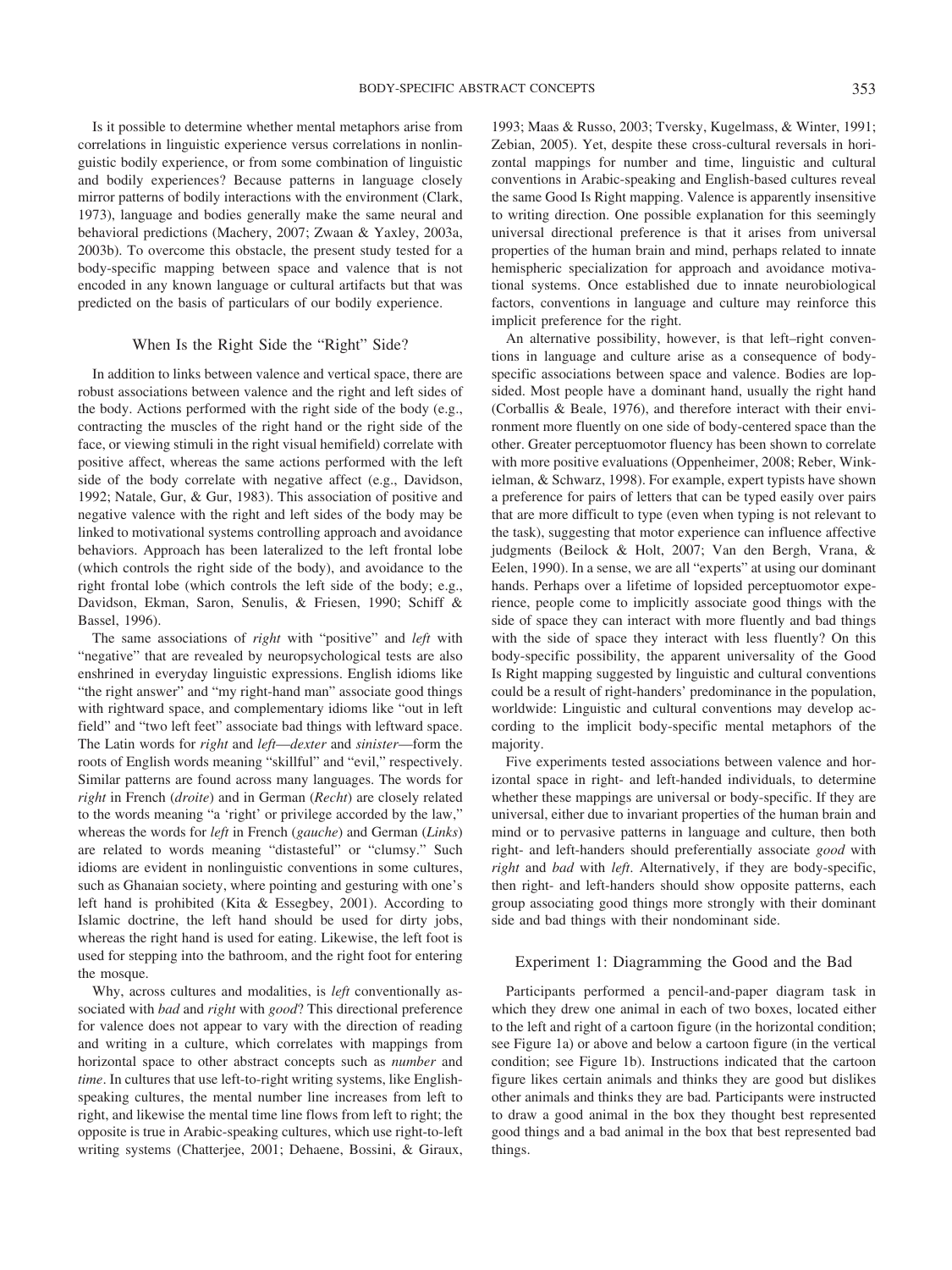Is it possible to determine whether mental metaphors arise from correlations in linguistic experience versus correlations in nonlinguistic bodily experience, or from some combination of linguistic and bodily experiences? Because patterns in language closely mirror patterns of bodily interactions with the environment (Clark, 1973), language and bodies generally make the same neural and behavioral predictions (Machery, 2007; Zwaan & Yaxley, 2003a, 2003b). To overcome this obstacle, the present study tested for a body-specific mapping between space and valence that is not encoded in any known language or cultural artifacts but that was predicted on the basis of particulars of our bodily experience.

## When Is the Right Side the "Right" Side?

In addition to links between valence and vertical space, there are robust associations between valence and the right and left sides of the body. Actions performed with the right side of the body (e.g., contracting the muscles of the right hand or the right side of the face, or viewing stimuli in the right visual hemifield) correlate with positive affect, whereas the same actions performed with the left side of the body correlate with negative affect (e.g., Davidson, 1992; Natale, Gur, & Gur, 1983). This association of positive and negative valence with the right and left sides of the body may be linked to motivational systems controlling approach and avoidance behaviors. Approach has been lateralized to the left frontal lobe (which controls the right side of the body), and avoidance to the right frontal lobe (which controls the left side of the body; e.g., Davidson, Ekman, Saron, Senulis, & Friesen, 1990; Schiff & Bassel, 1996).

The same associations of *right* with "positive" and *left* with "negative" that are revealed by neuropsychological tests are also enshrined in everyday linguistic expressions. English idioms like "the right answer" and "my right-hand man" associate good things with rightward space, and complementary idioms like "out in left field" and "two left feet" associate bad things with leftward space. The Latin words for *right* and *left*—*dexter* and *sinister*—form the roots of English words meaning "skillful" and "evil," respectively. Similar patterns are found across many languages. The words for *right* in French (*droite*) and in German (*Recht*) are closely related to the words meaning "a 'right' or privilege accorded by the law," whereas the words for *left* in French (*gauche*) and German (*Links*) are related to words meaning "distasteful" or "clumsy." Such idioms are evident in nonlinguistic conventions in some cultures, such as Ghanaian society, where pointing and gesturing with one's left hand is prohibited (Kita & Essegbey, 2001). According to Islamic doctrine, the left hand should be used for dirty jobs, whereas the right hand is used for eating. Likewise, the left foot is used for stepping into the bathroom, and the right foot for entering the mosque.

Why, across cultures and modalities, is *left* conventionally associated with *bad* and *right* with *good*? This directional preference for valence does not appear to vary with the direction of reading and writing in a culture, which correlates with mappings from horizontal space to other abstract concepts such as *number* and *time*. In cultures that use left-to-right writing systems, like English-speaking cultures, the mental number line increases from left to right, and likewise the mental time line flows from left to right; the opposite is true in Arabic-speaking cultures, which use right-to-left writing systems (Chatterjee, 2001; Dehaene, Bossini, & Giraux, 1993; Maas & Russo, 2003; Tversky, Kugelmass, & Winter, 1991; Zebian, 2005). Yet, despite these cross-cultural reversals in horizontal mappings for number and time, linguistic and cultural conventions in Arabic-speaking and English-based cultures reveal the same Good Is Right mapping. Valence is apparently insensitive to writing direction. One possible explanation for this seemingly universal directional preference is that it arises from universal properties of the human brain and mind, perhaps related to innate hemispheric specialization for approach and avoidance motivational systems. Once established due to innate neurobiological factors, conventions in language and culture may reinforce this implicit preference for the right.

An alternative possibility, however, is that left–right conventions in language and culture arise as a consequence of body-specific associations between space and valence. Bodies are lopsided. Most people have a dominant hand, usually the right hand (Corballis & Beale, 1976), and therefore interact with their environment more fluently on one side of body-centered space than the other. Greater perceptuomotor fluency has been shown to correlate with more positive evaluations (Oppenheimer, 2008; Reber, Winkielman, & Schwarz, 1998). For example, expert typists have shown a preference for pairs of letters that can be typed easily over pairs that are more difficult to type (even when typing is not relevant to the task), suggesting that motor experience can influence affective judgments (Beilock & Holt, 2007; Van den Bergh, Vrana, & Eelen, 1990). In a sense, we are all "experts" at using our dominant hands. Perhaps over a lifetime of lopsided perceptuomotor experience, people come to implicitly associate good things with the side of space they can interact with more fluently and bad things with the side of space they interact with less fluently? On this body-specific possibility, the apparent universality of the Good Is Right mapping suggested by linguistic and cultural conventions could be a result of right-handers' predominance in the population, worldwide: Linguistic and cultural conventions may develop according to the implicit body-specific mental metaphors of the majority.

Five experiments tested associations between valence and horizontal space in right- and left-handed individuals, to determine whether these mappings are universal or body-specific. If they are universal, either due to invariant properties of the human brain and mind or to pervasive patterns in language and culture, then both right- and left-handers should preferentially associate *good* with *right* and *bad* with *left*. Alternatively, if they are body-specific, then right- and left-handers should show opposite patterns, each group associating good things more strongly with their dominant side and bad things with their nondominant side.

## Experiment 1: Diagramming the Good and the Bad

Participants performed a pencil-and-paper diagram task in which they drew one animal in each of two boxes, located either to the left and right of a cartoon figure (in the horizontal condition; see Figure 1a) or above and below a cartoon figure (in the vertical condition; see Figure 1b). Instructions indicated that the cartoon figure likes certain animals and thinks they are good but dislikes other animals and thinks they are bad. Participants were instructed to draw a good animal in the box they thought best represented good things and a bad animal in the box that best represented bad things.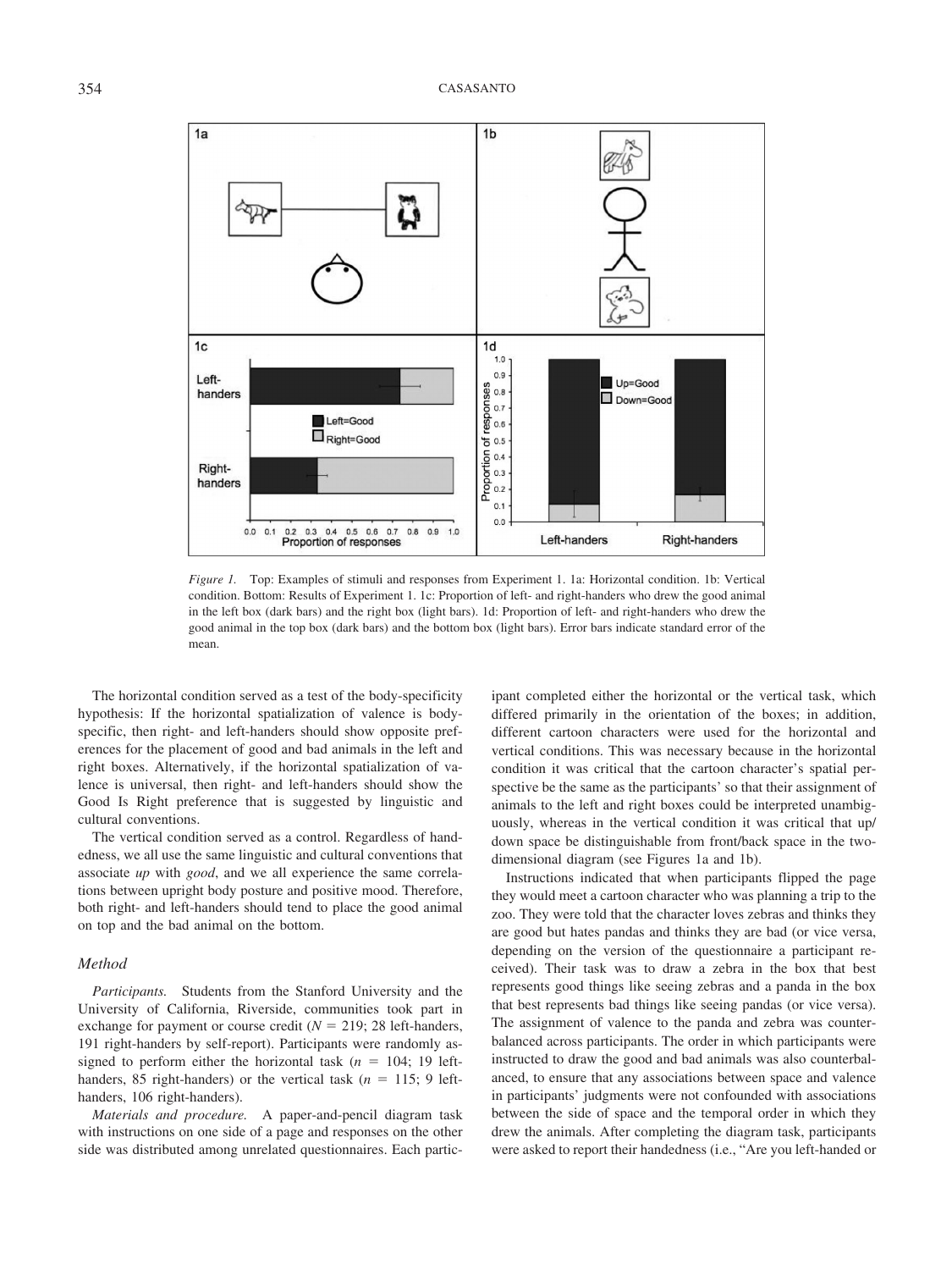1a

1b

1c

Left-handers

Right-handers

Left=Good

Right=Good

0.0 0.1 0.2 0.3 0.4 0.5 0.6 0.7 0.8 0.9 1.0

Proportion of responses

1d

1.0 0.9 0.8 0.7 0.6 0.5 0.4 0.3 0.2 0.1 0.0

Proportion of responses

Up=Good

Down=Good

Left-handers

Right-handers

*Figure 1.* Top: Examples of stimuli and responses from Experiment 1. 1a: Horizontal condition. 1b: Vertical condition. Bottom: Results of Experiment 1. 1c: Proportion of left- and right-handers who drew the good animal in the left box (dark bars) and the right box (light bars). 1d: Proportion of left- and right-handers who drew the good animal in the top box (dark bars) and the bottom box (light bars). Error bars indicate standard error of the mean.

The horizontal condition served as a test of the body-specificity hypothesis: If the horizontal spatialization of valence is body-specific, then right- and left-handers should show opposite preferences for the placement of good and bad animals in the left and right boxes. Alternatively, if the horizontal spatialization of valence is universal, then right- and left-handers should show the Good Is Right preference that is suggested by linguistic and cultural conventions.

The vertical condition served as a control. Regardless of handedness, we all use the same linguistic and cultural conventions that associate *up* with *good*, and we all experience the same correlations between upright body posture and positive mood. Therefore, both right- and left-handers should tend to place the good animal on top and the bad animal on the bottom.

## Method

*Participants.* Students from the Stanford University and the University of California, Riverside, communities took part in exchange for payment or course credit ($N = 219$; 28 left-handers, 191 right-handers by self-report). Participants were randomly assigned to perform either the horizontal task ($n = 104$; 19 left-handers, 85 right-handers) or the vertical task ($n = 115$; 9 left-handers, 106 right-handers).

*Materials and procedure.* A paper-and-pencil diagram task with instructions on one side of a page and responses on the other side was distributed among unrelated questionnaires. Each participant completed either the horizontal or the vertical task, which differed primarily in the orientation of the boxes; in addition, different cartoon characters were used for the horizontal and vertical conditions. This was necessary because in the horizontal condition it was critical that the cartoon character's spatial perspective be the same as the participants' so that their assignment of animals to the left and right boxes could be interpreted unambiguously, whereas in the vertical condition it was critical that up/down space be distinguishable from front/back space in the two-dimensional diagram (see Figures 1a and 1b).

Instructions indicated that when participants flipped the page they would meet a cartoon character who was planning a trip to the zoo. They were told that the character loves zebras and thinks they are good but hates pandas and thinks they are bad (or vice versa, depending on the version of the questionnaire a participant received). Their task was to draw a zebra in the box that best represents good things like seeing zebras and a panda in the box that best represents bad things like seeing pandas (or vice versa). The assignment of valence to the panda and zebra was counterbalanced across participants. The order in which participants were instructed to draw the good and bad animals was also counterbalanced, to ensure that any associations between space and valence in participants' judgments were not confounded with associations between the side of space and the temporal order in which they drew the animals. After completing the diagram task, participants were asked to report their handedness (i.e., "Are you left-handed or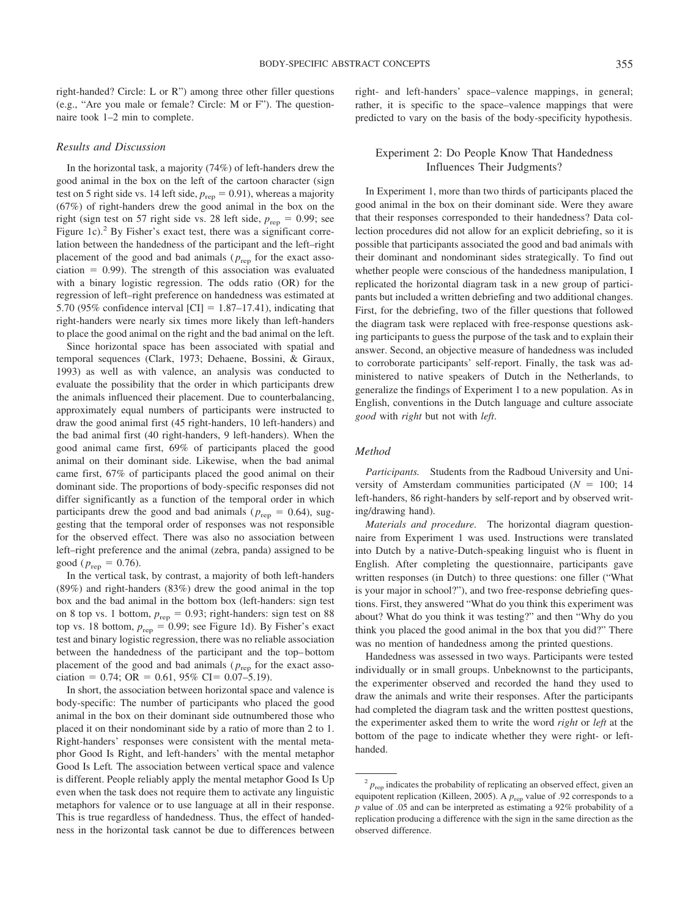right-handed? Circle: L or R") among three other filler questions (e.g., "Are you male or female? Circle: M or F"). The questionnaire took 1–2 min to complete.

### Results and Discussion

In the horizontal task, a majority (74%) of left-handers drew the good animal in the box on the left of the cartoon character (sign test on 5 right side vs. 14 left side, $p_{rep} = 0.91$), whereas a majority (67%) of right-handers drew the good animal in the box on the right (sign test on 57 right side vs. 28 left side, $p_{rep} = 0.99$; see Figure 1c).[2] By Fisher's exact test, there was a significant correlation between the handedness of the participant and the left–right placement of the good and bad animals ($p_{rep}$ for the exact association = 0.99). The strength of this association was evaluated with a binary logistic regression. The odds ratio (OR) for the regression of left–right preference on handedness was estimated at 5.70 (95% confidence interval [CI] = 1.87–17.41), indicating that right-handers were nearly six times more likely than left-handers to place the good animal on the right and the bad animal on the left.

Since horizontal space has been associated with spatial and temporal sequences (Clark, 1973; Dehaene, Bossini, & Giraux, 1993) as well as with valence, an analysis was conducted to evaluate the possibility that the order in which participants drew the animals influenced their placement. Due to counterbalancing, approximately equal numbers of participants were instructed to draw the good animal first (45 right-handers, 10 left-handers) and the bad animal first (40 right-handers, 9 left-handers). When the good animal came first, 69% of participants placed the good animal on their dominant side. Likewise, when the bad animal came first, 67% of participants placed the good animal on their dominant side. The proportions of body-specific responses did not differ significantly as a function of the temporal order in which participants drew the good and bad animals ($p_{rep} = 0.64$), suggesting that the temporal order of responses was not responsible for the observed effect. There was also no association between left–right preference and the animal (zebra, panda) assigned to be good ($p_{rep} = 0.76$).

In the vertical task, by contrast, a majority of both left-handers (89%) and right-handers (83%) drew the good animal in the top box and the bad animal in the bottom box (left-handers: sign test on 8 top vs. 1 bottom, $p_{rep} = 0.93$; right-handers: sign test on 88 top vs. 18 bottom, $p_{rep} = 0.99$; see Figure 1d). By Fisher's exact test and binary logistic regression, there was no reliable association between the handedness of the participant and the top–bottom placement of the good and bad animals ($p_{rep}$ for the exact association = 0.74; OR = 0.61, 95% CI= 0.07–5.19).

In short, the association between horizontal space and valence is body-specific: The number of participants who placed the good animal in the box on their dominant side outnumbered those who placed it on their nondominant side by a ratio of more than 2 to 1. Right-handers' responses were consistent with the mental metaphor Good Is Right, and left-handers' with the mental metaphor Good Is Left. The association between vertical space and valence is different. People reliably apply the mental metaphor Good Is Up even when the task does not require them to activate any linguistic metaphors for valence or to use language at all in their response. This is true regardless of handedness. Thus, the effect of handedness in the horizontal task cannot be due to differences between right- and left-handers' space–valence mappings, in general; rather, it is specific to the space–valence mappings that were predicted to vary on the basis of the body-specificity hypothesis.

## Experiment 2: Do People Know That Handedness Influences Their Judgments?

In Experiment 1, more than two thirds of participants placed the good animal in the box on their dominant side. Were they aware that their responses corresponded to their handedness? Data collection procedures did not allow for an explicit debriefing, so it is possible that participants associated the good and bad animals with their dominant and nondominant sides strategically. To find out whether people were conscious of the handedness manipulation, I replicated the horizontal diagram task in a new group of participants but included a written debriefing and two additional changes. First, for the debriefing, two of the filler questions that followed the diagram task were replaced with free-response questions asking participants to guess the purpose of the task and to explain their answer. Second, an objective measure of handedness was included to corroborate participants' self-report. Finally, the task was administered to native speakers of Dutch in the Netherlands, to generalize the findings of Experiment 1 to a new population. As in English, conventions in the Dutch language and culture associate *good* with *right* but not with *left*.

### Method

*Participants.* Students from the Radboud University and University of Amsterdam communities participated ($N = 100$; 14 left-handers, 86 right-handers by self-report and by observed writing/drawing hand).

*Materials and procedure.* The horizontal diagram questionnaire from Experiment 1 was used. Instructions were translated into Dutch by a native-Dutch-speaking linguist who is fluent in English. After completing the questionnaire, participants gave written responses (in Dutch) to three questions: one filler ("What is your major in school?"), and two free-response debriefing questions. First, they answered "What do you think this experiment was about? What do you think it was testing?" and then "Why do you think you placed the good animal in the box that you did?" There was no mention of handedness among the printed questions.

Handedness was assessed in two ways. Participants were tested individually or in small groups. Unbeknownst to the participants, the experimenter observed and recorded the hand they used to draw the animals and write their responses. After the participants had completed the diagram task and the written posttest questions, the experimenter asked them to write the word *right* or *left* at the bottom of the page to indicate whether they were right- or left-handed.

[2] $p_{rep}$ indicates the probability of replicating an observed effect, given an equipotent replication (Killeen, 2005). A $p_{rep}$ value of .92 corresponds to a $p$ value of .05 and can be interpreted as estimating a 92% probability of a replication producing a difference with the sign in the same direction as the observed difference.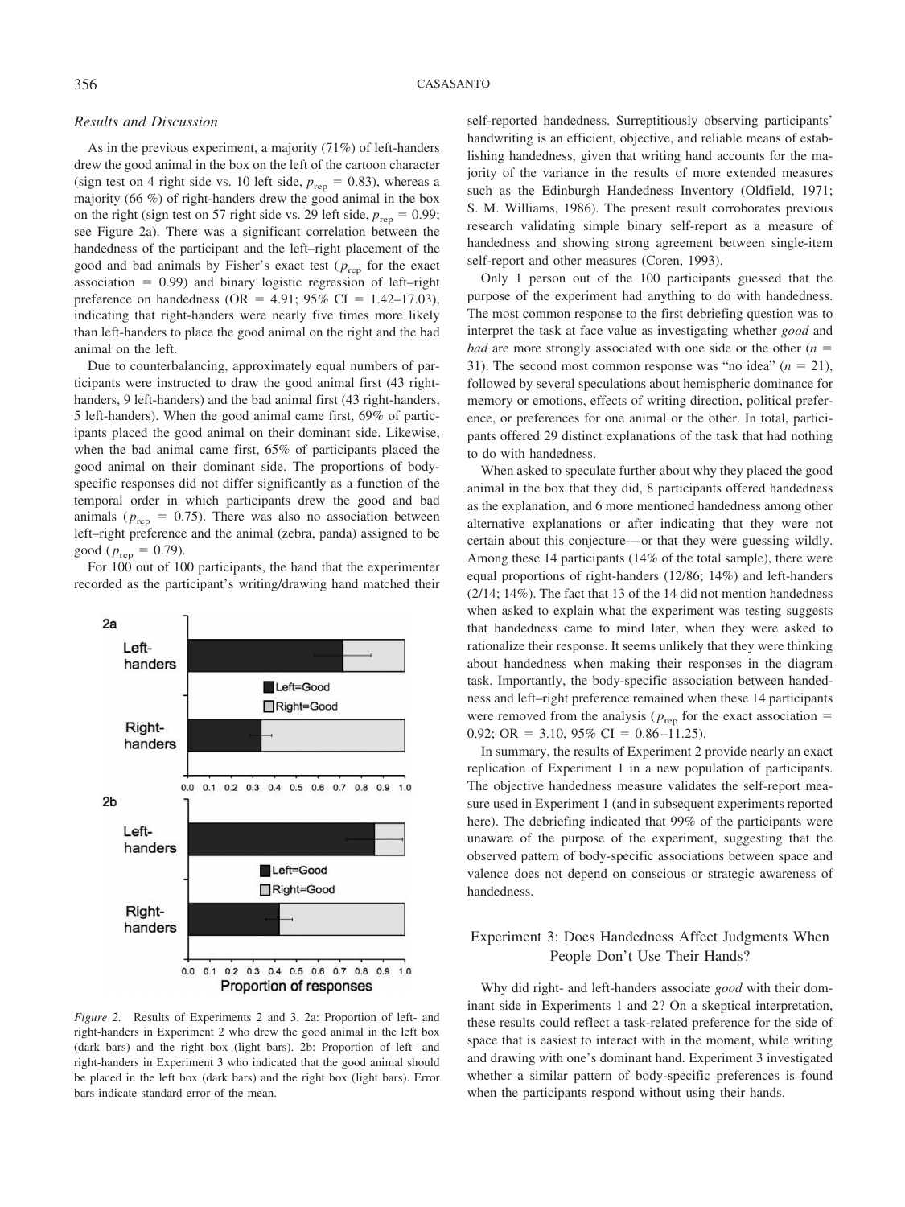### Results and Discussion

As in the previous experiment, a majority (71%) of left-handers drew the good animal in the box on the left of the cartoon character (sign test on 4 right side vs. 10 left side, $p_{rep} = 0.83$), whereas a majority (66 %) of right-handers drew the good animal in the box on the right (sign test on 57 right side vs. 29 left side, $p_{rep} = 0.99$; see Figure 2a). There was a significant correlation between the handedness of the participant and the left–right placement of the good and bad animals by Fisher's exact test ($p_{rep}$ for the exact association = 0.99) and binary logistic regression of left–right preference on handedness (OR = 4.91; 95% CI = 1.42–17.03), indicating that right-handers were nearly five times more likely than left-handers to place the good animal on the right and the bad animal on the left.

Due to counterbalancing, approximately equal numbers of participants were instructed to draw the good animal first (43 right-handers, 9 left-handers) and the bad animal first (43 right-handers, 5 left-handers). When the good animal came first, 69% of participants placed the good animal on their dominant side. Likewise, when the bad animal came first, 65% of participants placed the good animal on their dominant side. The proportions of body-specific responses did not differ significantly as a function of the temporal order in which participants drew the good and bad animals ($p_{rep} = 0.75$). There was also no association between left–right preference and the animal (zebra, panda) assigned to be good ($p_{rep} = 0.79$).

For 100 out of 100 participants, the hand that the experimenter recorded as the participant's writing/drawing hand matched their self-reported handedness. Surreptitiously observing participants' handwriting is an efficient, objective, and reliable means of establishing handedness, given that writing hand accounts for the majority of the variance in the results of more extended measures such as the Edinburgh Handedness Inventory (Oldfield, 1971; S. M. Williams, 1986). The present result corroborates previous research validating simple binary self-report as a measure of handedness and showing strong agreement between single-item self-report and other measures (Coren, 1993).

Only 1 person out of the 100 participants guessed that the purpose of the experiment had anything to do with handedness. The most common response to the first debriefing question was to interpret the task at face value as investigating whether *good* and *bad* are more strongly associated with one side or the other ($n$ = 31). The second most common response was "no idea" ($n$ = 21), followed by several speculations about hemispheric dominance for memory or emotions, effects of writing direction, political preference, or preferences for one animal or the other. In total, participants offered 29 distinct explanations of the task that had nothing to do with handedness.

When asked to speculate further about why they placed the good animal in the box that they did, 8 participants offered handedness as the explanation, and 6 more mentioned handedness among other alternative explanations or after indicating that they were not certain about this conjecture—or that they were guessing wildly. Among these 14 participants (14% of the total sample), there were equal proportions of right-handers (12/86; 14%) and left-handers (2/14; 14%). The fact that 13 of the 14 did not mention handedness when asked to explain what the experiment was testing suggests that handedness came to mind later, when they were asked to rationalize their response. It seems unlikely that they were thinking about handedness when making their responses in the diagram task. Importantly, the body-specific association between handedness and left–right preference remained when these 14 participants were removed from the analysis ($p_{rep}$ for the exact association = 0.92; OR = 3.10, 95% CI = 0.86–11.25).

In summary, the results of Experiment 2 provide nearly an exact replication of Experiment 1 in a new population of participants. The objective handedness measure validates the self-report measure used in Experiment 1 (and in subsequent experiments reported here). The debriefing indicated that 99% of the participants were unaware of the purpose of the experiment, suggesting that the observed pattern of body-specific associations between space and valence does not depend on conscious or strategic awareness of handedness.

*Figure 2.* Results of Experiments 2 and 3. 2a: Proportion of left- and right-handers in Experiment 2 who drew the good animal in the left box (dark bars) and the right box (light bars). 2b: Proportion of left- and right-handers in Experiment 3 who indicated that the good animal should be placed in the left box (dark bars) and the right box (light bars). Error bars indicate standard error of the mean.

## Experiment 3: Does Handedness Affect Judgments When People Don't Use Their Hands?

Why did right- and left-handers associate *good* with their dominant side in Experiments 1 and 2? On a skeptical interpretation, these results could reflect a task-related preference for the side of space that is easiest to interact with in the moment, while writing and drawing with one's dominant hand. Experiment 3 investigated whether a similar pattern of body-specific preferences is found when the participants respond without using their hands.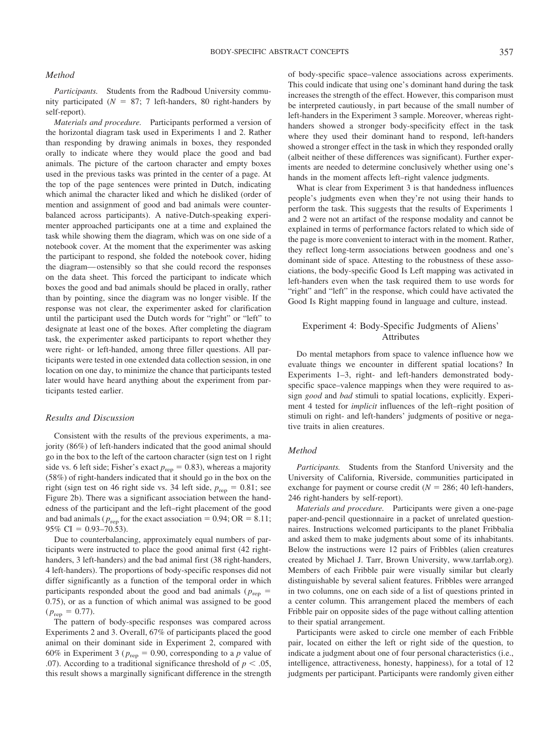### Method

*Participants.* Students from the Radboud University community participated ($N = 87$; 7 left-handers, 80 right-handers by self-report).

*Materials and procedure.* Participants performed a version of the horizontal diagram task used in Experiments 1 and 2. Rather than responding by drawing animals in boxes, they responded orally to indicate where they would place the good and bad animals. The picture of the cartoon character and empty boxes used in the previous tasks was printed in the center of a page. At the top of the page sentences were printed in Dutch, indicating which animal the character liked and which he disliked (order of mention and assignment of good and bad animals were counterbalanced across participants). A native-Dutch-speaking experimenter approached participants one at a time and explained the task while showing them the diagram, which was on one side of a notebook cover. At the moment that the experimenter was asking the participant to respond, she folded the notebook cover, hiding the diagram—ostensibly so that she could record the responses on the data sheet. This forced the participant to indicate which boxes the good and bad animals should be placed in orally, rather than by pointing, since the diagram was no longer visible. If the response was not clear, the experimenter asked for clarification until the participant used the Dutch words for "right" or "left" to designate at least one of the boxes. After completing the diagram task, the experimenter asked participants to report whether they were right- or left-handed, among three filler questions. All participants were tested in one extended data collection session, in one location on one day, to minimize the chance that participants tested later would have heard anything about the experiment from participants tested earlier.

### Results and Discussion

Consistent with the results of the previous experiments, a majority (86%) of left-handers indicated that the good animal should go in the box to the left of the cartoon character (sign test on 1 right side vs. 6 left side; Fisher's exact $p_{\text{rep}} = 0.83$), whereas a majority (58%) of right-handers indicated that it should go in the box on the right (sign test on 46 right side vs. 34 left side, $p_{\text{rep}} = 0.81$; see Figure 2b). There was a significant association between the handedness of the participant and the left–right placement of the good and bad animals ($p_{\text{rep}}$ for the exact association $= 0.94$; OR $= 8.11$; 95% CI $= 0.93$–$70.53$).

Due to counterbalancing, approximately equal numbers of participants were instructed to place the good animal first (42 right-handers, 3 left-handers) and the bad animal first (38 right-handers, 4 left-handers). The proportions of body-specific responses did not differ significantly as a function of the temporal order in which participants responded about the good and bad animals ($p_{\text{rep}} = 0.75$), or as a function of which animal was assigned to be good ($p_{\text{rep}} = 0.77$).

The pattern of body-specific responses was compared across Experiments 2 and 3. Overall, 67% of participants placed the good animal on their dominant side in Experiment 2, compared with 60% in Experiment 3 ($p_{\text{rep}} = 0.90$, corresponding to a $p$ value of .07). According to a traditional significance threshold of $p < .05$, this result shows a marginally significant difference in the strength of body-specific space–valence associations across experiments. This could indicate that using one's dominant hand during the task increases the strength of the effect. However, this comparison must be interpreted cautiously, in part because of the small number of left-handers in the Experiment 3 sample. Moreover, whereas right-handers showed a stronger body-specificity effect in the task where they used their dominant hand to respond, left-handers showed a stronger effect in the task in which they responded orally (albeit neither of these differences was significant). Further experiments are needed to determine conclusively whether using one's hands in the moment affects left–right valence judgments.

What is clear from Experiment 3 is that handedness influences people's judgments even when they're not using their hands to perform the task. This suggests that the results of Experiments 1 and 2 were not an artifact of the response modality and cannot be explained in terms of performance factors related to which side of the page is more convenient to interact with in the moment. Rather, they reflect long-term associations between goodness and one's dominant side of space. Attesting to the robustness of these associations, the body-specific Good Is Left mapping was activated in left-handers even when the task required them to use words for "right" and "left" in the response, which could have activated the Good Is Right mapping found in language and culture, instead.

## Experiment 4: Body-Specific Judgments of Aliens' Attributes

Do mental metaphors from space to valence influence how we evaluate things we encounter in different spatial locations? In Experiments 1–3, right- and left-handers demonstrated body-specific space–valence mappings when they were required to assign *good* and *bad* stimuli to spatial locations, explicitly. Experiment 4 tested for *implicit* influences of the left–right position of stimuli on right- and left-handers' judgments of positive or negative traits in alien creatures.

### Method

*Participants.* Students from the Stanford University and the University of California, Riverside, communities participated in exchange for payment or course credit ($N = 286$; 40 left-handers, 246 right-handers by self-report).

*Materials and procedure.* Participants were given a one-page paper-and-pencil questionnaire in a packet of unrelated questionnaires. Instructions welcomed participants to the planet Fribbalia and asked them to make judgments about some of its inhabitants. Below the instructions were 12 pairs of Fribbles (alien creatures created by Michael J. Tarr, Brown University, www.tarrlab.org). Members of each Fribble pair were visually similar but clearly distinguishable by several salient features. Fribbles were arranged in two columns, one on each side of a list of questions printed in a center column. This arrangement placed the members of each Fribble pair on opposite sides of the page without calling attention to their spatial arrangement.

Participants were asked to circle one member of each Fribble pair, located on either the left or right side of the question, to indicate a judgment about one of four personal characteristics (i.e., intelligence, attractiveness, honesty, happiness), for a total of 12 judgments per participant. Participants were randomly given either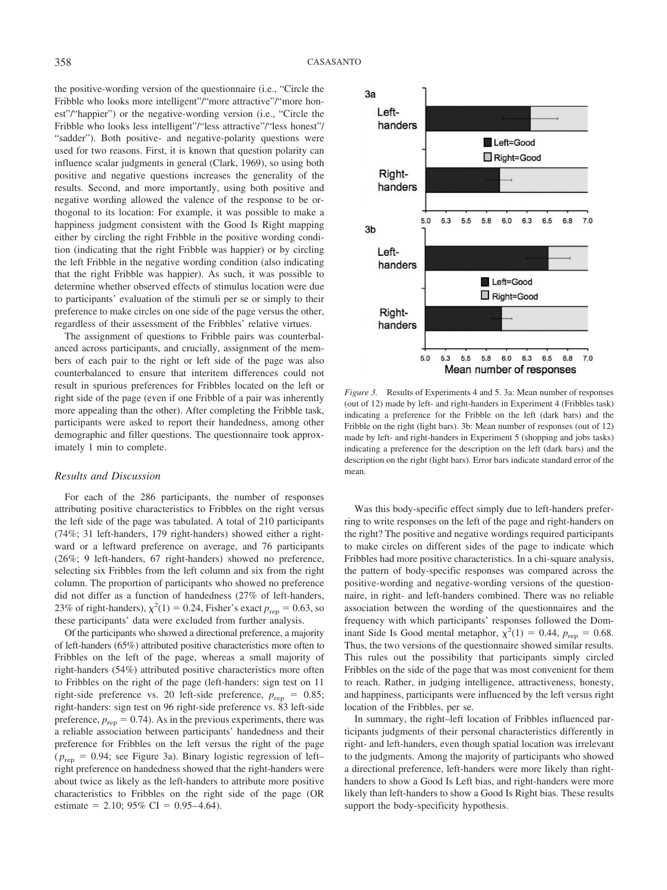the positive-wording version of the questionnaire (i.e., "Circle the Fribble who looks more intelligent"/"more attractive"/"more honest"/"happier") or the negative-wording version (i.e., "Circle the Fribble who looks less intelligent"/"less attractive"/"less honest"/"sadder"). Both positive- and negative-polarity questions were used for two reasons. First, it is known that question polarity can influence scalar judgments in general (Clark, 1969), so using both positive and negative questions increases the generality of the results. Second, and more importantly, using both positive and negative wording allowed the valence of the response to be orthogonal to its location: For example, it was possible to make a happiness judgment consistent with the Good Is Right mapping either by circling the right Fribble in the positive wording condition (indicating that the right Fribble was happier) or by circling the left Fribble in the negative wording condition (also indicating that the right Fribble was happier). As such, it was possible to determine whether observed effects of stimulus location were due to participants' evaluation of the stimuli per se or simply to their preference to make circles on one side of the page versus the other, regardless of their assessment of the Fribbles' relative virtues.

The assignment of questions to Fribble pairs was counterbalanced across participants, and crucially, assignment of the members of each pair to the right or left side of the page was also counterbalanced to ensure that interitem differences could not result in spurious preferences for Fribbles located on the left or right side of the page (even if one Fribble of a pair was inherently more appealing than the other). After completing the Fribble task, participants were asked to report their handedness, among other demographic and filler questions. The questionnaire took approximately 1 min to complete.

### Results and Discussion

For each of the 286 participants, the number of responses attributing positive characteristics to Fribbles on the right versus the left side of the page was tabulated. A total of 210 participants (74%; 31 left-handers, 179 right-handers) showed either a rightward or a leftward preference on average, and 76 participants (26%; 9 left-handers, 67 right-handers) showed no preference, selecting six Fribbles from the left column and six from the right column. The proportion of participants who showed no preference did not differ as a function of handedness (27% of left-handers, 23% of right-handers), $\chi^2(1) = 0.24$, Fisher's exact $p_{rep} = 0.63$, so these participants' data were excluded from further analysis.

Of the participants who showed a directional preference, a majority of left-handers (65%) attributed positive characteristics more often to Fribbles on the left of the page, whereas a small majority of right-handers (54%) attributed positive characteristics more often to Fribbles on the right of the page (left-handers: sign test on 11 right-side preference vs. 20 left-side preference, $p_{rep} = 0.85$; right-handers: sign test on 96 right-side preference vs. 83 left-side preference, $p_{rep} = 0.74$). As in the previous experiments, there was a reliable association between participants' handedness and their preference for Fribbles on the left versus the right of the page ($p_{rep} = 0.94$; see Figure 3a). Binary logistic regression of left–right preference on handedness showed that the right-handers were about twice as likely as the left-handers to attribute more positive characteristics to Fribbles on the right side of the page (OR estimate = 2.10; 95% CI = 0.95–4.64).

*Figure 3.* Results of Experiments 4 and 5. 3a: Mean number of responses (out of 12) made by left- and right-handers in Experiment 4 (Fribbles task) indicating a preference for the Fribble on the left (dark bars) and the Fribble on the right (light bars). 3b: Mean number of responses (out of 12) made by left- and right-handers in Experiment 5 (shopping and jobs tasks) indicating a preference for the description on the left (dark bars) and the description on the right (light bars). Error bars indicate standard error of the mean.

Was this body-specific effect simply due to left-handers preferring to write responses on the left of the page and right-handers on the right? The positive and negative wordings required participants to make circles on different sides of the page to indicate which Fribbles had more positive characteristics. In a chi-square analysis, the pattern of body-specific responses was compared across the positive-wording and negative-wording versions of the questionnaire, in right- and left-handers combined. There was no reliable association between the wording of the questionnaires and the frequency with which participants' responses followed the Dominant Side Is Good mental metaphor, $\chi^2(1) = 0.44$, $p_{rep} = 0.68$. Thus, the two versions of the questionnaire showed similar results. This rules out the possibility that participants simply circled Fribbles on the side of the page that was most convenient for them to reach. Rather, in judging intelligence, attractiveness, honesty, and happiness, participants were influenced by the left versus right location of the Fribbles, per se.

In summary, the right–left location of Fribbles influenced participants judgments of their personal characteristics differently in right- and left-handers, even though spatial location was irrelevant to the judgments. Among the majority of participants who showed a directional preference, left-handers were more likely than right-handers to show a Good Is Left bias, and right-handers were more likely than left-handers to show a Good Is Right bias. These results support the body-specificity hypothesis.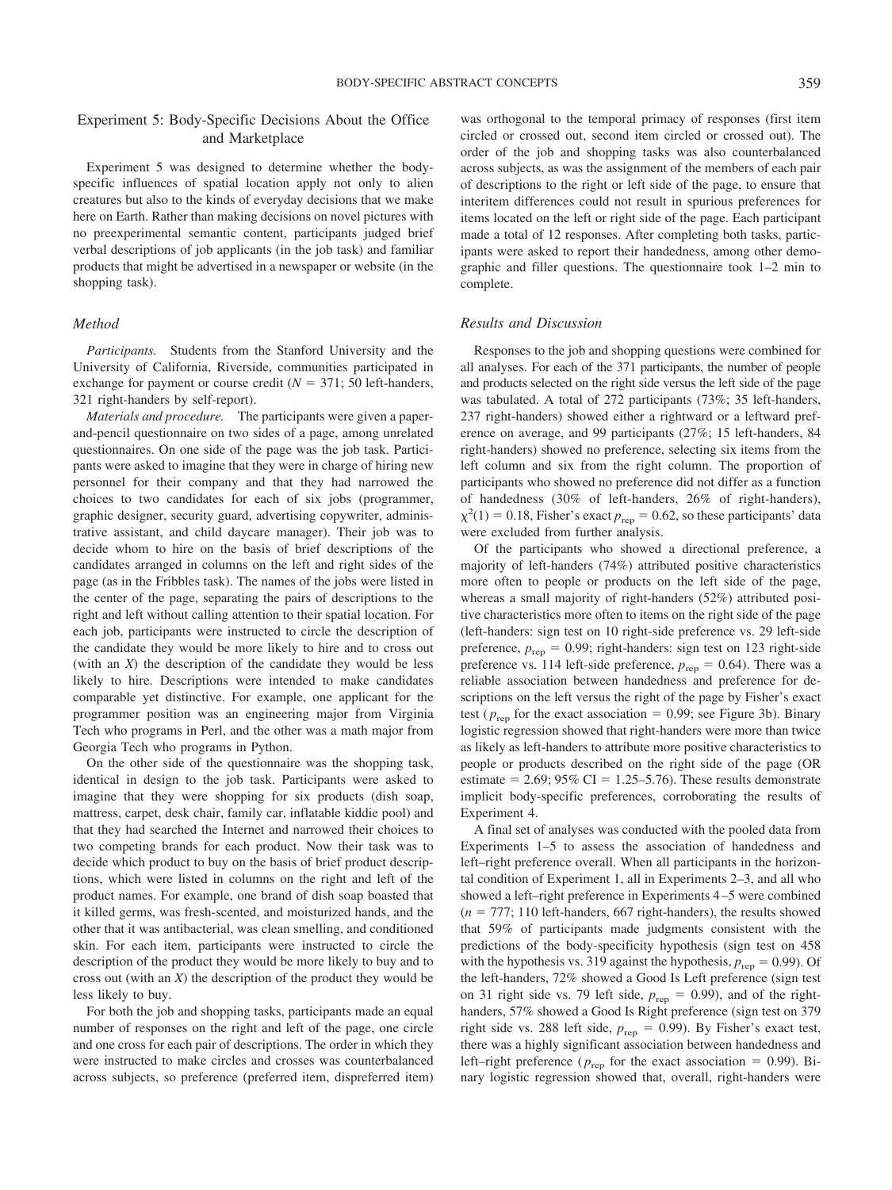## Experiment 5: Body-Specific Decisions About the Office and Marketplace

Experiment 5 was designed to determine whether the body-specific influences of spatial location apply not only to alien creatures but also to the kinds of everyday decisions that we make here on Earth. Rather than making decisions on novel pictures with no preexperimental semantic content, participants judged brief verbal descriptions of job applicants (in the job task) and familiar products that might be advertised in a newspaper or website (in the shopping task).

### Method

*Participants.* Students from the Stanford University and the University of California, Riverside, communities participated in exchange for payment or course credit ($N = 371$; 50 left-handers, 321 right-handers by self-report).

*Materials and procedure.* The participants were given a paper-and-pencil questionnaire on two sides of a page, among unrelated questionnaires. On one side of the page was the job task. Participants were asked to imagine that they were in charge of hiring new personnel for their company and that they had narrowed the choices to two candidates for each of six jobs (programmer, graphic designer, security guard, advertising copywriter, administrative assistant, and child daycare manager). Their job was to decide whom to hire on the basis of brief descriptions of the candidates arranged in columns on the left and right sides of the page (as in the Fribbles task). The names of the jobs were listed in the center of the page, separating the pairs of descriptions to the right and left without calling attention to their spatial location. For each job, participants were instructed to circle the description of the candidate they would be more likely to hire and to cross out (with an *X*) the description of the candidate they would be less likely to hire. Descriptions were intended to make candidates comparable yet distinctive. For example, one applicant for the programmer position was an engineering major from Virginia Tech who programs in Perl, and the other was a math major from Georgia Tech who programs in Python.

On the other side of the questionnaire was the shopping task, identical in design to the job task. Participants were asked to imagine that they were shopping for six products (dish soap, mattress, carpet, desk chair, family car, inflatable kiddie pool) and that they had searched the Internet and narrowed their choices to two competing brands for each product. Now their task was to decide which product to buy on the basis of brief product descriptions, which were listed in columns on the right and left of the product names. For example, one brand of dish soap boasted that it killed germs, was fresh-scented, and moisturized hands, and the other that it was antibacterial, was clean smelling, and conditioned skin. For each item, participants were instructed to circle the description of the product they would be more likely to buy and to cross out (with an *X*) the description of the product they would be less likely to buy.

For both the job and shopping tasks, participants made an equal number of responses on the right and left of the page, one circle and one cross for each pair of descriptions. The order in which they were instructed to make circles and crosses was counterbalanced across subjects, so preference (preferred item, dispreferred item) was orthogonal to the temporal primacy of responses (first item circled or crossed out, second item circled or crossed out). The order of the job and shopping tasks was also counterbalanced across subjects, as was the assignment of the members of each pair of descriptions to the right or left side of the page, to ensure that interitem differences could not result in spurious preferences for items located on the left or right side of the page. Each participant made a total of 12 responses. After completing both tasks, participants were asked to report their handedness, among other demographic and filler questions. The questionnaire took 1–2 min to complete.

### Results and Discussion

Responses to the job and shopping questions were combined for all analyses. For each of the 371 participants, the number of people and products selected on the right side versus the left side of the page was tabulated. A total of 272 participants (73%; 35 left-handers, 237 right-handers) showed either a rightward or a leftward preference on average, and 99 participants (27%; 15 left-handers, 84 right-handers) showed no preference, selecting six items from the left column and six from the right column. The proportion of participants who showed no preference did not differ as a function of handedness (30% of left-handers, 26% of right-handers), $\chi^2(1) = 0.18$, Fisher's exact $p_{\text{rep}} = 0.62$, so these participants' data were excluded from further analysis.

Of the participants who showed a directional preference, a majority of left-handers (74%) attributed positive characteristics more often to people or products on the left side of the page, whereas a small majority of right-handers (52%) attributed positive characteristics more often to items on the right side of the page (left-handers: sign test on 10 right-side preference vs. 29 left-side preference, $p_{\text{rep}} = 0.99$; right-handers: sign test on 123 right-side preference vs. 114 left-side preference, $p_{\text{rep}} = 0.64$). There was a reliable association between handedness and preference for descriptions on the left versus the right of the page by Fisher's exact test ($p_{\text{rep}}$ for the exact association $= 0.99$; see Figure 3b). Binary logistic regression showed that right-handers were more than twice as likely as left-handers to attribute more positive characteristics to people or products described on the right side of the page (OR estimate $= 2.69$; 95% CI $= 1.25$–$5.76$). These results demonstrate implicit body-specific preferences, corroborating the results of Experiment 4.

A final set of analyses was conducted with the pooled data from Experiments 1–5 to assess the association of handedness and left–right preference overall. When all participants in the horizontal condition of Experiment 1, all in Experiments 2–3, and all who showed a left–right preference in Experiments 4–5 were combined ($n = 777$; 110 left-handers, 667 right-handers), the results showed that 59% of participants made judgments consistent with the predictions of the body-specificity hypothesis (sign test on 458 with the hypothesis vs. 319 against the hypothesis, $p_{\text{rep}} = 0.99$). Of the left-handers, 72% showed a Good Is Left preference (sign test on 31 right side vs. 79 left side, $p_{\text{rep}} = 0.99$), and of the right-handers, 57% showed a Good Is Right preference (sign test on 379 right side vs. 288 left side, $p_{\text{rep}} = 0.99$). By Fisher's exact test, there was a highly significant association between handedness and left–right preference ($p_{\text{rep}}$ for the exact association $= 0.99$). Binary logistic regression showed that, overall, right-handers were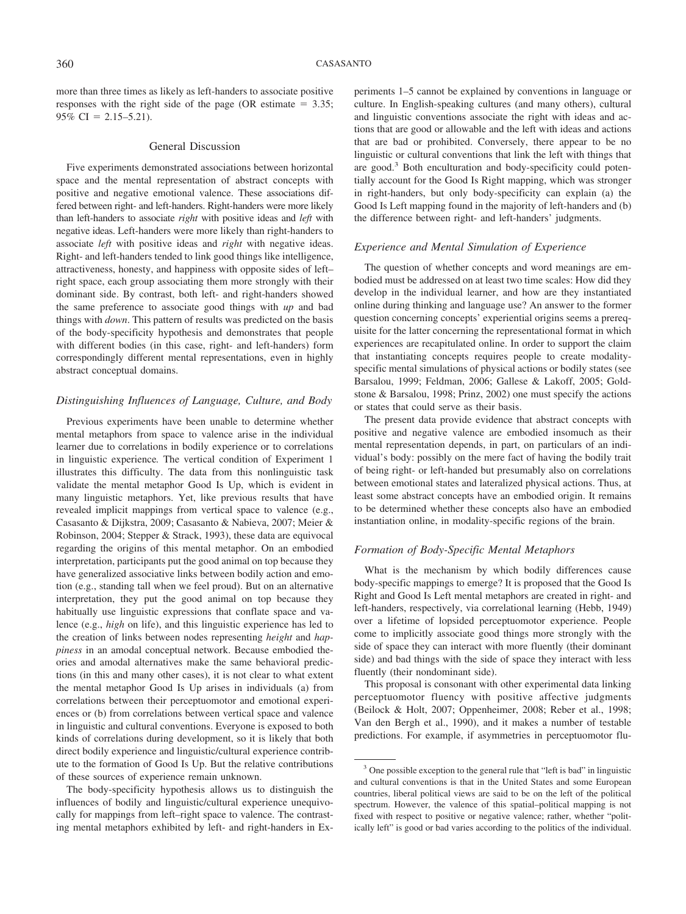more than three times as likely as left-handers to associate positive responses with the right side of the page (OR estimate = 3.35; 95% CI = 2.15–5.21).

## General Discussion

Five experiments demonstrated associations between horizontal space and the mental representation of abstract concepts with positive and negative emotional valence. These associations differed between right- and left-handers. Right-handers were more likely than left-handers to associate *right* with positive ideas and *left* with negative ideas. Left-handers were more likely than right-handers to associate *left* with positive ideas and *right* with negative ideas. Right- and left-handers tended to link good things like intelligence, attractiveness, honesty, and happiness with opposite sides of left–right space, each group associating them more strongly with their dominant side. By contrast, both left- and right-handers showed the same preference to associate good things with *up* and bad things with *down*. This pattern of results was predicted on the basis of the body-specificity hypothesis and demonstrates that people with different bodies (in this case, right- and left-handers) form correspondingly different mental representations, even in highly abstract conceptual domains.

### Distinguishing Influences of Language, Culture, and Body

Previous experiments have been unable to determine whether mental metaphors from space to valence arise in the individual learner due to correlations in bodily experience or to correlations in linguistic experience. The vertical condition of Experiment 1 illustrates this difficulty. The data from this nonlinguistic task validate the mental metaphor Good Is Up, which is evident in many linguistic metaphors. Yet, like previous results that have revealed implicit mappings from vertical space to valence (e.g., Casasanto & Dijkstra, 2009; Casasanto & Nabieva, 2007; Meier & Robinson, 2004; Stepper & Strack, 1993), these data are equivocal regarding the origins of this mental metaphor. On an embodied interpretation, participants put the good animal on top because they have generalized associative links between bodily action and emotion (e.g., standing tall when we feel proud). But on an alternative interpretation, they put the good animal on top because they habitually use linguistic expressions that conflate space and valence (e.g., *high* on life), and this linguistic experience has led to the creation of links between nodes representing *height* and *happiness* in an amodal conceptual network. Because embodied theories and amodal alternatives make the same behavioral predictions (in this and many other cases), it is not clear to what extent the mental metaphor Good Is Up arises in individuals (a) from correlations between their perceptuomotor and emotional experiences or (b) from correlations between vertical space and valence in linguistic and cultural conventions. Everyone is exposed to both kinds of correlations during development, so it is likely that both direct bodily experience and linguistic/cultural experience contribute to the formation of Good Is Up. But the relative contributions of these sources of experience remain unknown.

The body-specificity hypothesis allows us to distinguish the influences of bodily and linguistic/cultural experience unequivocally for mappings from left–right space to valence. The contrasting mental metaphors exhibited by left- and right-handers in Experiments 1–5 cannot be explained by conventions in language or culture. In English-speaking cultures (and many others), cultural and linguistic conventions associate the right with ideas and actions that are good or allowable and the left with ideas and actions that are bad or prohibited. Conversely, there appear to be no linguistic or cultural conventions that link the left with things that are good.[3] Both enculturation and body-specificity could potentially account for the Good Is Right mapping, which was stronger in right-handers, but only body-specificity can explain (a) the Good Is Left mapping found in the majority of left-handers and (b) the difference between right- and left-handers' judgments.

### Experience and Mental Simulation of Experience

The question of whether concepts and word meanings are embodied must be addressed on at least two time scales: How did they develop in the individual learner, and how are they instantiated online during thinking and language use? An answer to the former question concerning concepts' experiential origins seems a prerequisite for the latter concerning the representational format in which experiences are recapitulated online. In order to support the claim that instantiating concepts requires people to create modality-specific mental simulations of physical actions or bodily states (see Barsalou, 1999; Feldman, 2006; Gallese & Lakoff, 2005; Goldstone & Barsalou, 1998; Prinz, 2002) one must specify the actions or states that could serve as their basis.

The present data provide evidence that abstract concepts with positive and negative valence are embodied insomuch as their mental representation depends, in part, on particulars of an individual's body: possibly on the mere fact of having the bodily trait of being right- or left-handed but presumably also on correlations between emotional states and lateralized physical actions. Thus, at least some abstract concepts have an embodied origin. It remains to be determined whether these concepts also have an embodied instantiation online, in modality-specific regions of the brain.

### Formation of Body-Specific Mental Metaphors

What is the mechanism by which bodily differences cause body-specific mappings to emerge? It is proposed that the Good Is Right and Good Is Left mental metaphors are created in right- and left-handers, respectively, via correlational learning (Hebb, 1949) over a lifetime of lopsided perceptuomotor experience. People come to implicitly associate good things more strongly with the side of space they can interact with more fluently (their dominant side) and bad things with the side of space they interact with less fluently (their nondominant side).

This proposal is consonant with other experimental data linking perceptuomotor fluency with positive affective judgments (Beilock & Holt, 2007; Oppenheimer, 2008; Reber et al., 1998; Van den Bergh et al., 1990), and it makes a number of testable predictions. For example, if asymmetries in perceptuomotor flu-

[3] One possible exception to the general rule that "left is bad" in linguistic and cultural conventions is that in the United States and some European countries, liberal political views are said to be on the left of the political spectrum. However, the valence of this spatial–political mapping is not fixed with respect to positive or negative valence; rather, whether "politically left" is good or bad varies according to the politics of the individual.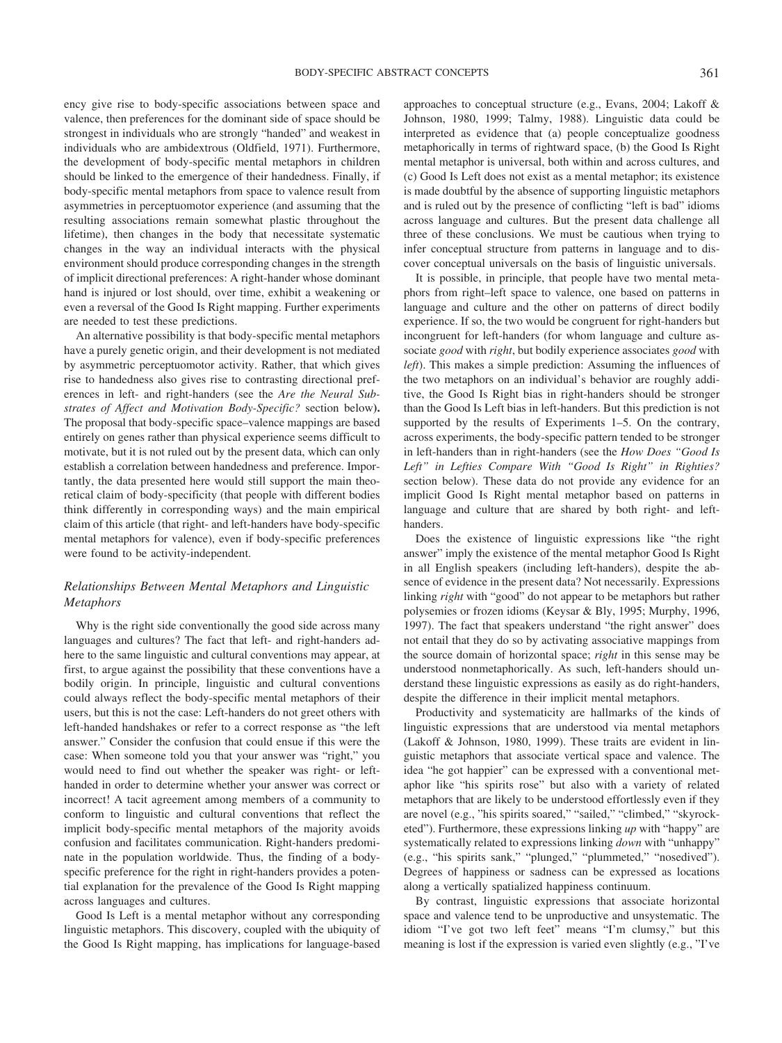ency give rise to body-specific associations between space and valence, then preferences for the dominant side of space should be strongest in individuals who are strongly "handed" and weakest in individuals who are ambidextrous (Oldfield, 1971). Furthermore, the development of body-specific mental metaphors in children should be linked to the emergence of their handedness. Finally, if body-specific mental metaphors from space to valence result from asymmetries in perceptuomotor experience (and assuming that the resulting associations remain somewhat plastic throughout the lifetime), then changes in the body that necessitate systematic changes in the way an individual interacts with the physical environment should produce corresponding changes in the strength of implicit directional preferences: A right-hander whose dominant hand is injured or lost should, over time, exhibit a weakening or even a reversal of the Good Is Right mapping. Further experiments are needed to test these predictions.

An alternative possibility is that body-specific mental metaphors have a purely genetic origin, and their development is not mediated by asymmetric perceptuomotor activity. Rather, that which gives rise to handedness also gives rise to contrasting directional preferences in left- and right-handers (see the *Are the Neural Substrates of Affect and Motivation Body-Specific?* section below). The proposal that body-specific space–valence mappings are based entirely on genes rather than physical experience seems difficult to motivate, but it is not ruled out by the present data, which can only establish a correlation between handedness and preference. Importantly, the data presented here would still support the main theoretical claim of body-specificity (that people with different bodies think differently in corresponding ways) and the main empirical claim of this article (that right- and left-handers have body-specific mental metaphors for valence), even if body-specific preferences were found to be activity-independent.

### *Relationships Between Mental Metaphors and Linguistic Metaphors*

Why is the right side conventionally the good side across many languages and cultures? The fact that left- and right-handers adhere to the same linguistic and cultural conventions may appear, at first, to argue against the possibility that these conventions have a bodily origin. In principle, linguistic and cultural conventions could always reflect the body-specific mental metaphors of their users, but this is not the case: Left-handers do not greet others with left-handed handshakes or refer to a correct response as "the left answer." Consider the confusion that could ensue if this were the case: When someone told you that your answer was "right," you would need to find out whether the speaker was right- or left-handed in order to determine whether your answer was correct or incorrect! A tacit agreement among members of a community to conform to linguistic and cultural conventions that reflect the implicit body-specific mental metaphors of the majority avoids confusion and facilitates communication. Right-handers predominate in the population worldwide. Thus, the finding of a body-specific preference for the right in right-handers provides a potential explanation for the prevalence of the Good Is Right mapping across languages and cultures.

Good Is Left is a mental metaphor without any corresponding linguistic metaphors. This discovery, coupled with the ubiquity of the Good Is Right mapping, has implications for language-based approaches to conceptual structure (e.g., Evans, 2004; Lakoff & Johnson, 1980, 1999; Talmy, 1988). Linguistic data could be interpreted as evidence that (a) people conceptualize goodness metaphorically in terms of rightward space, (b) the Good Is Right mental metaphor is universal, both within and across cultures, and (c) Good Is Left does not exist as a mental metaphor; its existence is made doubtful by the absence of supporting linguistic metaphors and is ruled out by the presence of conflicting "left is bad" idioms across language and cultures. But the present data challenge all three of these conclusions. We must be cautious when trying to infer conceptual structure from patterns in language and to discover conceptual universals on the basis of linguistic universals.

It is possible, in principle, that people have two mental metaphors from right–left space to valence, one based on patterns in language and culture and the other on patterns of direct bodily experience. If so, the two would be congruent for right-handers but incongruent for left-handers (for whom language and culture associate *good* with *right*, but bodily experience associates *good* with *left*). This makes a simple prediction: Assuming the influences of the two metaphors on an individual's behavior are roughly additive, the Good Is Right bias in right-handers should be stronger than the Good Is Left bias in left-handers. But this prediction is not supported by the results of Experiments 1–5. On the contrary, across experiments, the body-specific pattern tended to be stronger in left-handers than in right-handers (see the *How Does "Good Is Left" in Lefties Compare With "Good Is Right" in Righties?* section below). These data do not provide any evidence for an implicit Good Is Right mental metaphor based on patterns in language and culture that are shared by both right- and left-handers.

Does the existence of linguistic expressions like "the right answer" imply the existence of the mental metaphor Good Is Right in all English speakers (including left-handers), despite the absence of evidence in the present data? Not necessarily. Expressions linking *right* with "good" do not appear to be metaphors but rather polysemies or frozen idioms (Keysar & Bly, 1995; Murphy, 1996, 1997). The fact that speakers understand "the right answer" does not entail that they do so by activating associative mappings from the source domain of horizontal space; *right* in this sense may be understood nonmetaphorically. As such, left-handers should understand these linguistic expressions as easily as do right-handers, despite the difference in their implicit mental metaphors.

Productivity and systematicity are hallmarks of the kinds of linguistic expressions that are understood via mental metaphors (Lakoff & Johnson, 1980, 1999). These traits are evident in linguistic metaphors that associate vertical space and valence. The idea "he got happier" can be expressed with a conventional metaphor like "his spirits rose" but also with a variety of related metaphors that are likely to be understood effortlessly even if they are novel (e.g., "his spirits soared," "sailed," "climbed," "skyrocketed"). Furthermore, these expressions linking *up* with "happy" are systematically related to expressions linking *down* with "unhappy" (e.g., "his spirits sank," "plunged," "plummeted," "nosedived"). Degrees of happiness or sadness can be expressed as locations along a vertically spatialized happiness continuum.

By contrast, linguistic expressions that associate horizontal space and valence tend to be unproductive and unsystematic. The idiom "I've got two left feet" means "I'm clumsy," but this meaning is lost if the expression is varied even slightly (e.g., "I've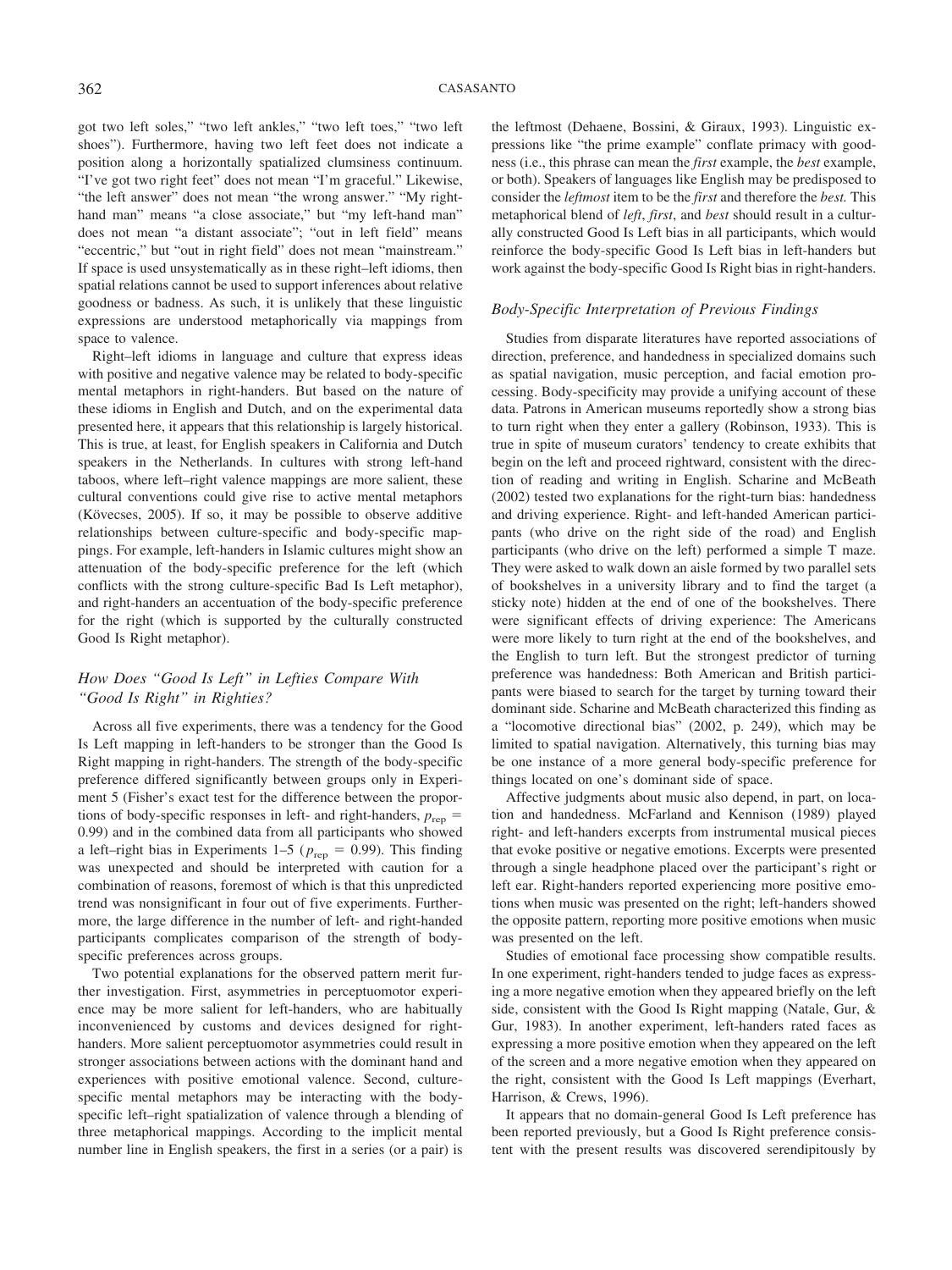got two left soles," "two left ankles," "two left toes," "two left shoes"). Furthermore, having two left feet does not indicate a position along a horizontally spatialized clumsiness continuum. "I've got two right feet" does not mean "I'm graceful." Likewise, "the left answer" does not mean "the wrong answer." "My right-hand man" means "a close associate," but "my left-hand man" does not mean "a distant associate"; "out in left field" means "eccentric," but "out in right field" does not mean "mainstream." If space is used unsystematically as in these right–left idioms, then spatial relations cannot be used to support inferences about relative goodness or badness. As such, it is unlikely that these linguistic expressions are understood metaphorically via mappings from space to valence.

Right–left idioms in language and culture that express ideas with positive and negative valence may be related to body-specific mental metaphors in right-handers. But based on the nature of these idioms in English and Dutch, and on the experimental data presented here, it appears that this relationship is largely historical. This is true, at least, for English speakers in California and Dutch speakers in the Netherlands. In cultures with strong left-hand taboos, where left–right valence mappings are more salient, these cultural conventions could give rise to active mental metaphors (Kövecses, 2005). If so, it may be possible to observe additive relationships between culture-specific and body-specific mappings. For example, left-handers in Islamic cultures might show an attenuation of the body-specific preference for the left (which conflicts with the strong culture-specific Bad Is Left metaphor), and right-handers an accentuation of the body-specific preference for the right (which is supported by the culturally constructed Good Is Right metaphor).

### *How Does "Good Is Left" in Lefties Compare With "Good Is Right" in Righties?*

Across all five experiments, there was a tendency for the Good Is Left mapping in left-handers to be stronger than the Good Is Right mapping in right-handers. The strength of the body-specific preference differed significantly between groups only in Experiment 5 (Fisher's exact test for the difference between the proportions of body-specific responses in left- and right-handers, $p_{\text{rep}} = 0.99$) and in the combined data from all participants who showed a left–right bias in Experiments 1–5 ($p_{\text{rep}} = 0.99$). This finding was unexpected and should be interpreted with caution for a combination of reasons, foremost of which is that this unpredicted trend was nonsignificant in four out of five experiments. Furthermore, the large difference in the number of left- and right-handed participants complicates comparison of the strength of body-specific preferences across groups.

Two potential explanations for the observed pattern merit further investigation. First, asymmetries in perceptuomotor experience may be more salient for left-handers, who are habitually inconvenienced by customs and devices designed for right-handers. More salient perceptuomotor asymmetries could result in stronger associations between actions with the dominant hand and experiences with positive emotional valence. Second, culture-specific mental metaphors may be interacting with the body-specific left–right spatialization of valence through a blending of three metaphorical mappings. According to the implicit mental number line in English speakers, the first in a series (or a pair) is the leftmost (Dehaene, Bossini, & Giraux, 1993). Linguistic expressions like "the prime example" conflate primacy with goodness (i.e., this phrase can mean the *first* example, the *best* example, or both). Speakers of languages like English may be predisposed to consider the *leftmost* item to be the *first* and therefore the *best.* This metaphorical blend of *left*, *first*, and *best* should result in a culturally constructed Good Is Left bias in all participants, which would reinforce the body-specific Good Is Left bias in left-handers but work against the body-specific Good Is Right bias in right-handers.

### *Body-Specific Interpretation of Previous Findings*

Studies from disparate literatures have reported associations of direction, preference, and handedness in specialized domains such as spatial navigation, music perception, and facial emotion processing. Body-specificity may provide a unifying account of these data. Patrons in American museums reportedly show a strong bias to turn right when they enter a gallery (Robinson, 1933). This is true in spite of museum curators' tendency to create exhibits that begin on the left and proceed rightward, consistent with the direction of reading and writing in English. Scharine and McBeath (2002) tested two explanations for the right-turn bias: handedness and driving experience. Right- and left-handed American participants (who drive on the right side of the road) and English participants (who drive on the left) performed a single T maze. They were asked to walk down an aisle formed by two parallel sets of bookshelves in a university library and to find the target (a sticky note) hidden at the end of one of the bookshelves. There were significant effects of driving experience: The Americans were more likely to turn right at the end of the bookshelves, and the English to turn left. But the strongest predictor of turning preference was handedness: Both American and British participants were biased to search for the target by turning toward their dominant side. Scharine and McBeath characterized this finding as a "locomotive directional bias" (2002, p. 249), which may be limited to spatial navigation. Alternatively, this turning bias may be one instance of a more general body-specific preference for things located on one's dominant side of space.

Affective judgments about music also depend, in part, on location and handedness. McFarland and Kennison (1989) played right- and left-handers excerpts from instrumental musical pieces that evoke positive or negative emotions. Excerpts were presented through a single headphone placed over the participant's right or left ear. Right-handers reported experiencing more positive emotions when music was presented on the right; left-handers showed the opposite pattern, reporting more positive emotions when music was presented on the left.

Studies of emotional face processing show compatible results. In one experiment, right-handers tended to judge faces as expressing a more negative emotion when they appeared briefly on the left side, consistent with the Good Is Right mapping (Natale, Gur, & Gur, 1983). In another experiment, left-handers rated faces as expressing a more positive emotion when they appeared on the left of the screen and a more negative emotion when they appeared on the right, consistent with the Good Is Left mappings (Everhart, Harrison, & Crews, 1996).

It appears that no domain-general Good Is Left preference has been reported previously, but a Good Is Right preference consistent with the present results was discovered serendipitously by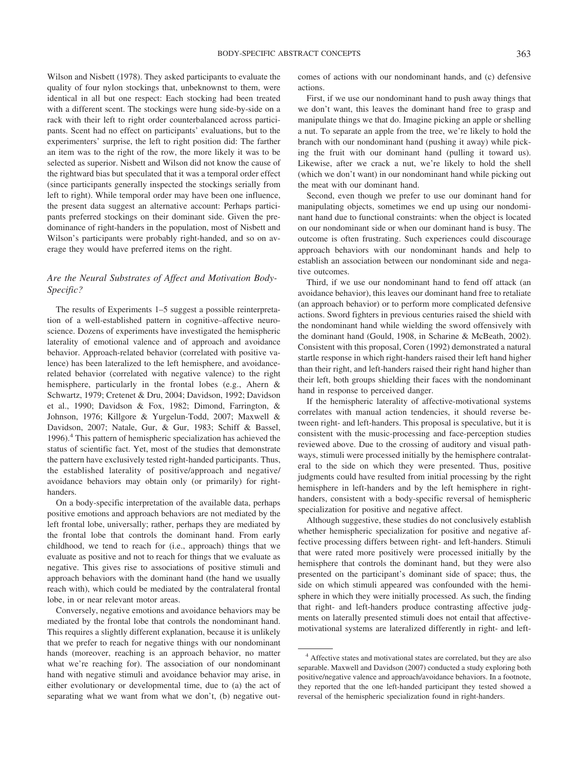Wilson and Nisbett (1978). They asked participants to evaluate the quality of four nylon stockings that, unbeknownst to them, were identical in all but one respect: Each stocking had been treated with a different scent. The stockings were hung side-by-side on a rack with their left to right order counterbalanced across participants. Scent had no effect on participants' evaluations, but to the experimenters' surprise, the left to right position did: The farther an item was to the right of the row, the more likely it was to be selected as superior. Nisbett and Wilson did not know the cause of the rightward bias but speculated that it was a temporal order effect (since participants generally inspected the stockings serially from left to right). While temporal order may have been one influence, the present data suggest an alternative account: Perhaps participants preferred stockings on their dominant side. Given the predominance of right-handers in the population, most of Nisbett and Wilson's participants were probably right-handed, and so on average they would have preferred items on the right.

### *Are the Neural Substrates of Affect and Motivation Body-Specific?*

The results of Experiments 1–5 suggest a possible reinterpretation of a well-established pattern in cognitive–affective neuroscience. Dozens of experiments have investigated the hemispheric laterality of emotional valence and of approach and avoidance behavior. Approach-related behavior (correlated with positive valence) has been lateralized to the left hemisphere, and avoidance-related behavior (correlated with negative valence) to the right hemisphere, particularly in the frontal lobes (e.g., Ahern & Schwartz, 1979; Cretenet & Dru, 2004; Davidson, 1992; Davidson et al., 1990; Davidson & Fox, 1982; Dimond, Farrington, & Johnson, 1976; Killgore & Yurgelun-Todd, 2007; Maxwell & Davidson, 2007; Natale, Gur, & Gur, 1983; Schiff & Bassel, 1996).[4] This pattern of hemispheric specialization has achieved the status of scientific fact. Yet, most of the studies that demonstrate the pattern have exclusively tested right-handed participants. Thus, the established laterality of positive/approach and negative/avoidance behaviors may obtain only (or primarily) for right-handers.

On a body-specific interpretation of the available data, perhaps positive emotions and approach behaviors are not mediated by the left frontal lobe, universally; rather, perhaps they are mediated by the frontal lobe that controls the dominant hand. From early childhood, we tend to reach for (i.e., approach) things that we evaluate as positive and not to reach for things that we evaluate as negative. This gives rise to associations of positive stimuli and approach behaviors with the dominant hand (the hand we usually reach with), which could be mediated by the contralateral frontal lobe, in or near relevant motor areas.

Conversely, negative emotions and avoidance behaviors may be mediated by the frontal lobe that controls the nondominant hand. This requires a slightly different explanation, because it is unlikely that we prefer to reach for negative things with our nondominant hands (moreover, reaching is an approach behavior, no matter what we're reaching for). The association of our nondominant hand with negative stimuli and avoidance behavior may arise, in either evolutionary or developmental time, due to (a) the act of separating what we want from what we don't, (b) negative outcomes of actions with our nondominant hands, and (c) defensive actions.

First, if we use our nondominant hand to push away things that we don't want, this leaves the dominant hand free to grasp and manipulate things we that do. Imagine picking an apple or shelling a nut. To separate an apple from the tree, we're likely to hold the branch with our nondominant hand (pushing it away) while picking the fruit with our dominant hand (pulling it toward us). Likewise, after we crack a nut, we're likely to hold the shell (which we don't want) in our nondominant hand while picking out the meat with our dominant hand.

Second, even though we prefer to use our dominant hand for manipulating objects, sometimes we end up using our nondominant hand due to functional constraints: when the object is located on our nondominant side or when our dominant hand is busy. The outcome is often frustrating. Such experiences could discourage approach behaviors with our nondominant hands and help to establish an association between our nondominant side and negative outcomes.

Third, if we use our nondominant hand to fend off attack (an avoidance behavior), this leaves our dominant hand free to retaliate (an approach behavior) or to perform more complicated defensive actions. Sword fighters in previous centuries raised the shield with the nondominant hand while wielding the sword offensively with the dominant hand (Gould, 1908, in Scharine & McBeath, 2002). Consistent with this proposal, Coren (1992) demonstrated a natural startle response in which right-handers raised their left hand higher than their right, and left-handers raised their right hand higher than their left, both groups shielding their faces with the nondominant hand in response to perceived danger.

If the hemispheric laterality of affective-motivational systems correlates with manual action tendencies, it should reverse between right- and left-handers. This proposal is speculative, but it is consistent with the music-processing and face-perception studies reviewed above. Due to the crossing of auditory and visual pathways, stimuli were processed initially by the hemisphere contralateral to the side on which they were presented. Thus, positive judgments could have resulted from initial processing by the right hemisphere in left-handers and by the left hemisphere in right-handers, consistent with a body-specific reversal of hemispheric specialization for positive and negative affect.

Although suggestive, these studies do not conclusively establish whether hemispheric specialization for positive and negative affective processing differs between right- and left-handers. Stimuli that were rated more positively were processed initially by the hemisphere that controls the dominant hand, but they were also presented on the participant's dominant side of space; thus, the side on which stimuli appeared was confounded with the hemisphere in which they were initially processed. As such, the finding that right- and left-handers produce contrasting affective judgments on laterally presented stimuli does not entail that affective-motivational systems are lateralized differently in right- and left-

[4] Affective states and motivational states are correlated, but they are also separable. Maxwell and Davidson (2007) conducted a study exploring both positive/negative valence and approach/avoidance behaviors. In a footnote, they reported that the one left-handed participant they tested showed a reversal of the hemispheric specialization found in right-handers.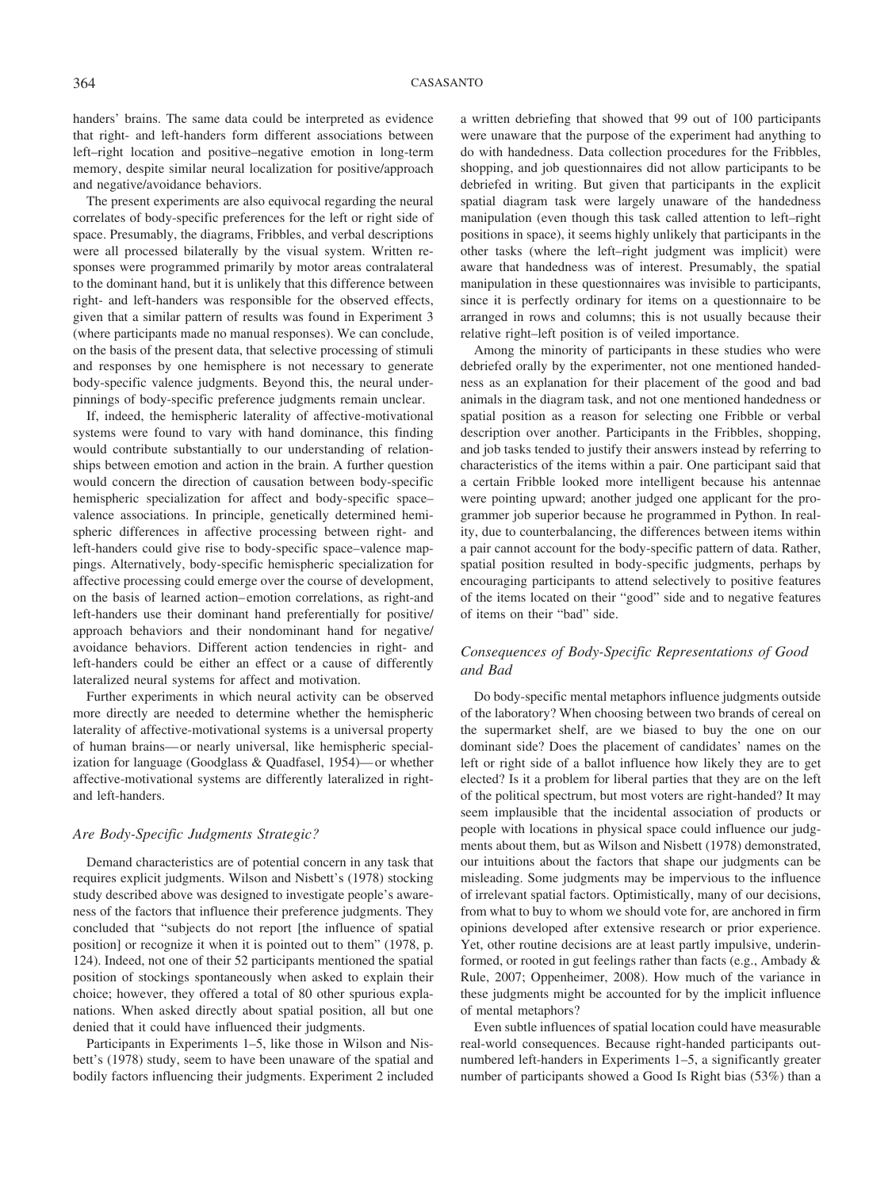handers' brains. The same data could be interpreted as evidence that right- and left-handers form different associations between left–right location and positive–negative emotion in long-term memory, despite similar neural localization for positive/approach and negative/avoidance behaviors.

The present experiments are also equivocal regarding the neural correlates of body-specific preferences for the left or right side of space. Presumably, the diagrams, Fribbles, and verbal descriptions were all processed bilaterally by the visual system. Written responses were programmed primarily by motor areas contralateral to the dominant hand, but it is unlikely that this difference between right- and left-handers was responsible for the observed effects, given that a similar pattern of results was found in Experiment 3 (where participants made no manual responses). We can conclude, on the basis of the present data, that selective processing of stimuli and responses by one hemisphere is not necessary to generate body-specific valence judgments. Beyond this, the neural underpinnings of body-specific preference judgments remain unclear.

If, indeed, the hemispheric laterality of affective-motivational systems were found to vary with hand dominance, this finding would contribute substantially to our understanding of relationships between emotion and action in the brain. A further question would concern the direction of causation between body-specific hemispheric specialization for affect and body-specific space–valence associations. In principle, genetically determined hemispheric differences in affective processing between right- and left-handers could give rise to body-specific space–valence mappings. Alternatively, body-specific hemispheric specialization for affective processing could emerge over the course of development, on the basis of learned action–emotion correlations, as right-and left-handers use their dominant hand preferentially for positive/approach behaviors and their nondominant hand for negative/avoidance behaviors. Different action tendencies in right- and left-handers could be either an effect or a cause of differently lateralized neural systems for affect and motivation.

Further experiments in which neural activity can be observed more directly are needed to determine whether the hemispheric laterality of affective-motivational systems is a universal property of human brains—or nearly universal, like hemispheric specialization for language (Goodglass & Quadfasel, 1954)—or whether affective-motivational systems are differently lateralized in right- and left-handers.

### *Are Body-Specific Judgments Strategic?*

Demand characteristics are of potential concern in any task that requires explicit judgments. Wilson and Nisbett's (1978) stocking study described above was designed to investigate people's awareness of the factors that influence their preference judgments. They concluded that "subjects do not report [the influence of spatial position] or recognize it when it is pointed out to them" (1978, p. 124). Indeed, not one of their 52 participants mentioned the spatial position of stockings spontaneously when asked to explain their choice; however, they offered a total of 80 other spurious explanations. When asked directly about spatial position, all but one denied that it could have influenced their judgments.

Participants in Experiments 1–5, like those in Wilson and Nisbett's (1978) study, seem to have been unaware of the spatial and bodily factors influencing their judgments. Experiment 2 included a written debriefing that showed that 99 out of 100 participants were unaware that the purpose of the experiment had anything to do with handedness. Data collection procedures for the Fribbles, shopping, and job questionnaires did not allow participants to be debriefed in writing. But given that participants in the explicit spatial diagram task were largely unaware of the handedness manipulation (even though this task called attention to left–right positions in space), it seems highly unlikely that participants in the other tasks (where the left–right judgment was implicit) were aware that handedness was of interest. Presumably, the spatial manipulation in these questionnaires was invisible to participants, since it is perfectly ordinary for items on a questionnaire to be arranged in rows and columns; this is not usually because their relative right–left position is of veiled importance.

Among the minority of participants in these studies who were debriefed orally by the experimenter, not one mentioned handedness as an explanation for their placement of the good and bad animals in the diagram task, and not one mentioned handedness or spatial position as a reason for selecting one Fribble or verbal description over another. Participants in the Fribbles, shopping, and job tasks tended to justify their answers instead by referring to characteristics of the items within a pair. One participant said that a certain Fribble looked more intelligent because his antennae were pointing upward; another judged one applicant for the programmer job superior because he programmed in Python. In reality, due to counterbalancing, the differences between items within a pair cannot account for the body-specific pattern of data. Rather, spatial position resulted in body-specific judgments, perhaps by encouraging participants to attend selectively to positive features of the items located on their "good" side and to negative features of items on their "bad" side.

### *Consequences of Body-Specific Representations of Good and Bad*

Do body-specific mental metaphors influence judgments outside of the laboratory? When choosing between two brands of cereal on the supermarket shelf, are we biased to buy the one on our dominant side? Does the placement of candidates' names on the left or right side of a ballot influence how likely they are to get elected? Is it a problem for liberal parties that they are on the left of the political spectrum, but most voters are right-handed? It may seem implausible that the incidental association of products or people with locations in physical space could influence our judgments about them, but as Wilson and Nisbett (1978) demonstrated, our intuitions about the factors that shape our judgments can be misleading. Some judgments may be impervious to the influence of irrelevant spatial factors. Optimistically, many of our decisions, from what to buy to whom we should vote for, are anchored in firm opinions developed after extensive research or prior experience. Yet, other routine decisions are at least partly impulsive, underinformed, or rooted in gut feelings rather than facts (e.g., Ambady & Rule, 2007; Oppenheimer, 2008). How much of the variance in these judgments might be accounted for by the implicit influence of mental metaphors?

Even subtle influences of spatial location could have measurable real-world consequences. Because right-handed participants outnumbered left-handers in Experiments 1–5, a significantly greater number of participants showed a Good Is Right bias (53%) than a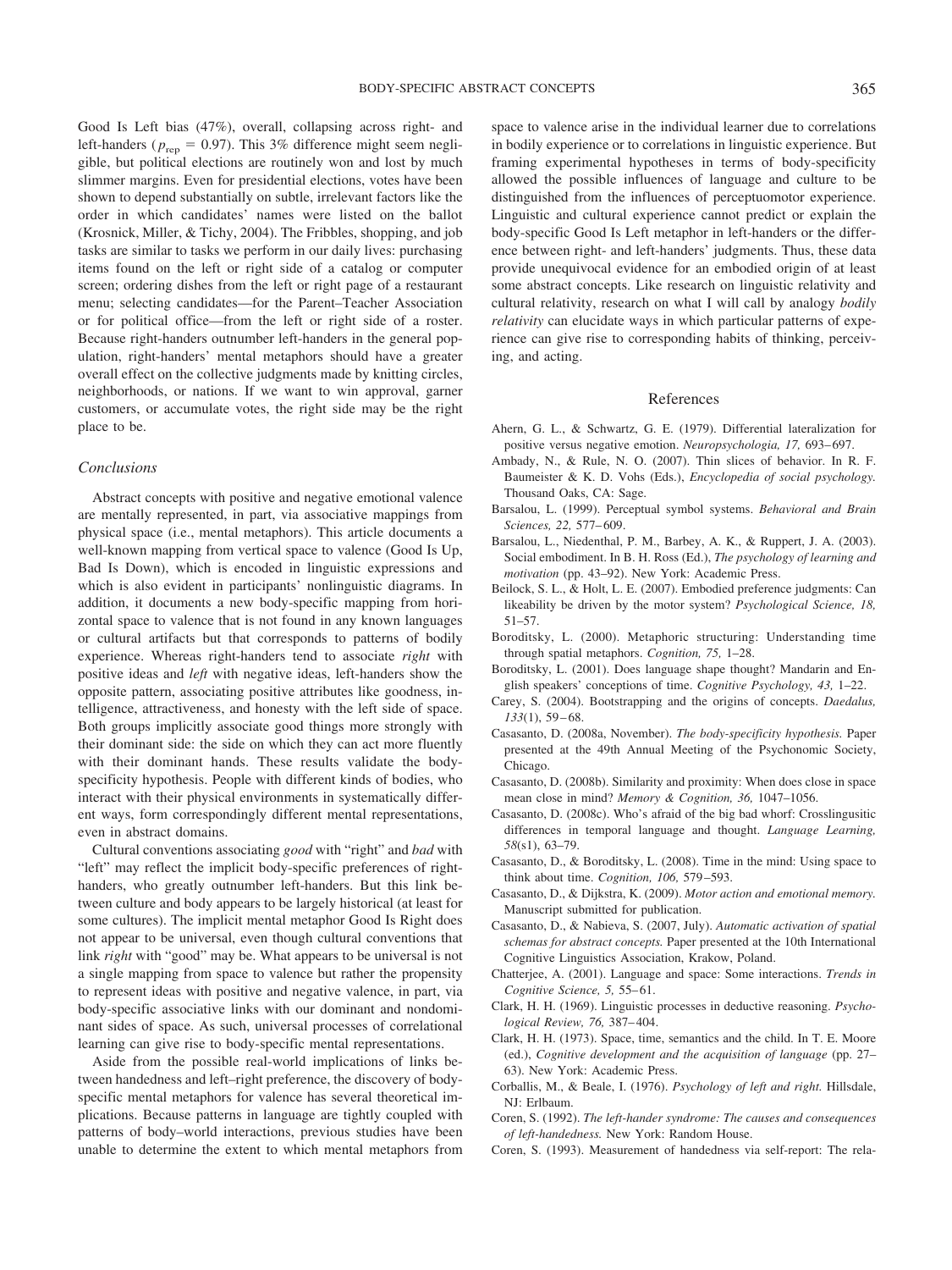Good Is Left bias (47%), overall, collapsing across right- and left-handers ($p_{rep} = 0.97$). This 3% difference might seem negligible, but political elections are routinely won and lost by much slimmer margins. Even for presidential elections, votes have been shown to depend substantially on subtle, irrelevant factors like the order in which candidates' names were listed on the ballot (Krosnick, Miller, & Tichy, 2004). The Fribbles, shopping, and job tasks are similar to tasks we perform in our daily lives: purchasing items found on the left or right side of a catalog or computer screen; ordering dishes from the left or right page of a restaurant menu; selecting candidates—for the Parent–Teacher Association or for political office—from the left or right side of a roster. Because right-handers outnumber left-handers in the general population, right-handers' mental metaphors should have a greater overall effect on the collective judgments made by knitting circles, neighborhoods, or nations. If we want to win approval, garner customers, or accumulate votes, the right side may be the right place to be.

### *Conclusions*

Abstract concepts with positive and negative emotional valence are mentally represented, in part, via associative mappings from physical space (i.e., mental metaphors). This article documents a well-known mapping from vertical space to valence (Good Is Up, Bad Is Down), which is encoded in linguistic expressions and which is also evident in participants' nonlinguistic diagrams. In addition, it documents a new body-specific mapping from horizontal space to valence that is not found in any known languages or cultural artifacts but that corresponds to patterns of bodily experience. Whereas right-handers tend to associate *right* with positive ideas and *left* with negative ideas, left-handers show the opposite pattern, associating positive attributes like goodness, intelligence, attractiveness, and honesty with the left side of space. Both groups implicitly associate good things more strongly with their dominant side: the side on which they can act more fluently with their dominant hands. These results validate the body-specificity hypothesis. People with different kinds of bodies, who interact with their physical environments in systematically different ways, form correspondingly different mental representations, even in abstract domains.

Cultural conventions associating *good* with "right" and *bad* with "left" may reflect the implicit body-specific preferences of right-handers, who greatly outnumber left-handers. But this link between culture and body appears to be largely historical (at least for some cultures). The implicit mental metaphor Good Is Right does not appear to be universal, even though cultural conventions that link *right* with "good" may be. What appears to be universal is not a single mapping from space to valence but rather the propensity to represent ideas with positive and negative valence, in part, via body-specific associative links with our dominant and nondominant sides of space. As such, universal processes of correlational learning can give rise to body-specific mental representations.

Aside from the possible real-world implications of links between handedness and left–right preference, the discovery of body-specific mental metaphors for valence has several theoretical implications. Because patterns in language are tightly coupled with patterns of body–world interactions, previous studies have been unable to determine the extent to which mental metaphors from space to valence arise in the individual learner due to correlations in bodily experience or to correlations in linguistic experience. But framing experimental hypotheses in terms of body-specificity allowed the possible influences of language and culture to be distinguished from the influences of perceptuomotor experience. Linguistic and cultural experience cannot predict or explain the body-specific Good Is Left metaphor in left-handers or the difference between right- and left-handers' judgments. Thus, these data provide unequivocal evidence for an embodied origin of at least some abstract concepts. Like research on linguistic relativity and cultural relativity, research on what I will call by analogy *bodily relativity* can elucidate ways in which particular patterns of experience can give rise to corresponding habits of thinking, perceiving, and acting.

## References

Ahern, G. L., & Schwartz, G. E. (1979). Differential lateralization for positive versus negative emotion. *Neuropsychologia, 17,* 693–697.

Ambady, N., & Rule, N. O. (2007). Thin slices of behavior. In R. F. Baumeister & K. D. Vohs (Eds.), *Encyclopedia of social psychology.* Thousand Oaks, CA: Sage.

Barsalou, L. (1999). Perceptual symbol systems. *Behavioral and Brain Sciences, 22,* 577–609.

Barsalou, L., Niedenthal, P. M., Barbey, A. K., & Ruppert, J. A. (2003). Social embodiment. In B. H. Ross (Ed.), *The psychology of learning and motivation* (pp. 43–92). New York: Academic Press.

Beilock, S. L., & Holt, L. E. (2007). Embodied preference judgments: Can likeability be driven by the motor system? *Psychological Science, 18,* 51–57.

Boroditsky, L. (2000). Metaphoric structuring: Understanding time through spatial metaphors. *Cognition, 75,* 1–28.

Boroditsky, L. (2001). Does language shape thought? Mandarin and English speakers' conceptions of time. *Cognitive Psychology, 43,* 1–22.

Carey, S. (2004). Bootstrapping and the origins of concepts. *Daedalus, 133*(1), 59–68.

Casasanto, D. (2008a, November). *The body-specificity hypothesis.* Paper presented at the 49th Annual Meeting of the Psychonomic Society, Chicago.

Casasanto, D. (2008b). Similarity and proximity: When does close in space mean close in mind? *Memory & Cognition, 36,* 1047–1056.

Casasanto, D. (2008c). Who's afraid of the big bad whorf: Crosslingusitic differences in temporal language and thought. *Language Learning, 58*(s1), 63–79.

Casasanto, D., & Boroditsky, L. (2008). Time in the mind: Using space to think about time. *Cognition, 106,* 579–593.

Casasanto, D., & Dijkstra, K. (2009). *Motor action and emotional memory.* Manuscript submitted for publication.

Casasanto, D., & Nabieva, S. (2007, July). *Automatic activation of spatial schemas for abstract concepts.* Paper presented at the 10th International Cognitive Linguistics Association, Krakow, Poland.

Chatterjee, A. (2001). Language and space: Some interactions. *Trends in Cognitive Science, 5,* 55–61.

Clark, H. H. (1969). Linguistic processes in deductive reasoning. *Psychological Review, 76,* 387–404.

Clark, H. H. (1973). Space, time, semantics and the child. In T. E. Moore (ed.), *Cognitive development and the acquisition of language* (pp. 27–63). New York: Academic Press.

Corballis, M., & Beale, I. (1976). *Psychology of left and right.* Hillsdale, NJ: Erlbaum.

Coren, S. (1992). *The left-hander syndrome: The causes and consequences of left-handedness.* New York: Random House.

Coren, S. (1993). Measurement of handedness via self-report: The rela-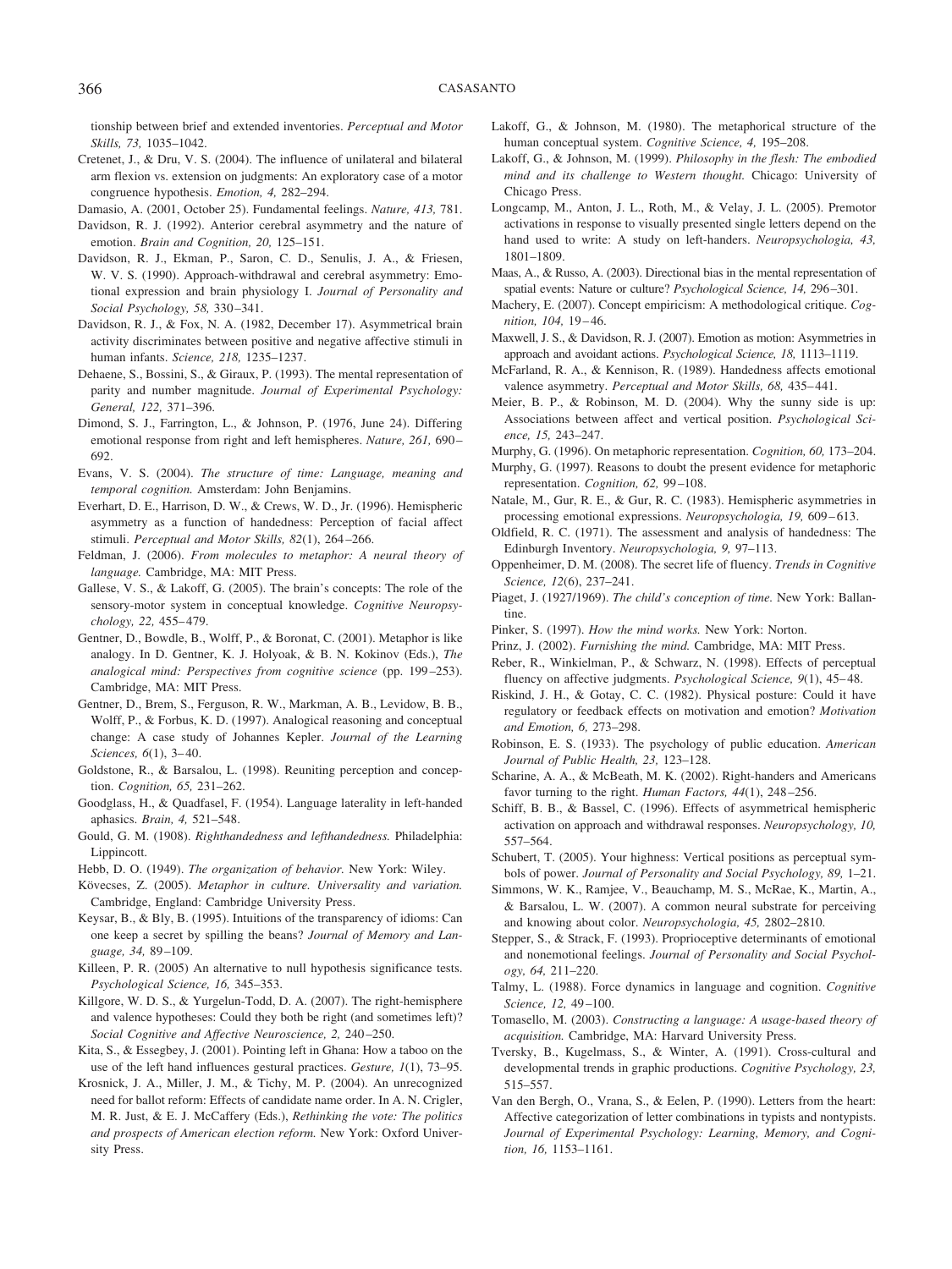tionship between brief and extended inventories. *Perceptual and Motor Skills, 73,* 1035–1042.

Cretenet, J., & Dru, V. S. (2004). The influence of unilateral and bilateral arm flexion vs. extension on judgments: An exploratory case of a motor congruence hypothesis. *Emotion, 4,* 282–294.

Damasio, A. (2001, October 25). Fundamental feelings. *Nature, 413,* 781.

Davidson, R. J. (1992). Anterior cerebral asymmetry and the nature of emotion. *Brain and Cognition, 20,* 125–151.

Davidson, R. J., Ekman, P., Saron, C. D., Senulis, J. A., & Friesen, W. V. S. (1990). Approach-withdrawal and cerebral asymmetry: Emotional expression and brain physiology I. *Journal of Personality and Social Psychology, 58,* 330–341.

Davidson, R. J., & Fox, N. A. (1982, December 17). Asymmetrical brain activity discriminates between positive and negative affective stimuli in human infants. *Science, 218,* 1235–1237.

Dehaene, S., Bossini, S., & Giraux, P. (1993). The mental representation of parity and number magnitude. *Journal of Experimental Psychology: General, 122,* 371–396.

Dimond, S. J., Farrington, L., & Johnson, P. (1976, June 24). Differing emotional response from right and left hemispheres. *Nature, 261,* 690–692.

Evans, V. S. (2004). *The structure of time: Language, meaning and temporal cognition.* Amsterdam: John Benjamins.

Everhart, D. E., Harrison, D. W., & Crews, W. D., Jr. (1996). Hemispheric asymmetry as a function of handedness: Perception of facial affect stimuli. *Perceptual and Motor Skills, 82*(1), 264–266.

Feldman, J. (2006). *From molecules to metaphor: A neural theory of language.* Cambridge, MA: MIT Press.

Gallese, V. S., & Lakoff, G. (2005). The brain's concepts: The role of the sensory-motor system in conceptual knowledge. *Cognitive Neuropsychology, 22,* 455–479.

Gentner, D., Bowdle, B., Wolff, P., & Boronat, C. (2001). Metaphor is like analogy. In D. Gentner, K. J. Holyoak, & B. N. Kokinov (Eds.), *The analogical mind: Perspectives from cognitive science* (pp. 199–253). Cambridge, MA: MIT Press.

Gentner, D., Brem, S., Ferguson, R. W., Markman, A. B., Levidow, B. B., Wolff, P., & Forbus, K. D. (1997). Analogical reasoning and conceptual change: A case study of Johannes Kepler. *Journal of the Learning Sciences, 6*(1), 3–40.

Goldstone, R., & Barsalou, L. (1998). Reuniting perception and conception. *Cognition, 65,* 231–262.

Goodglass, H., & Quadfasel, F. (1954). Language laterality in left-handed aphasics. *Brain, 4,* 521–548.

Gould, G. M. (1908). *Righthandedness and lefthandedness.* Philadelphia: Lippincott.

Hebb, D. O. (1949). *The organization of behavior.* New York: Wiley.

Kövecses, Z. (2005). *Metaphor in culture. Universality and variation.* Cambridge, England: Cambridge University Press.

Keysar, B., & Bly, B. (1995). Intuitions of the transparency of idioms: Can one keep a secret by spilling the beans? *Journal of Memory and Language, 34,* 89–109.

Killeen, P. R. (2005) An alternative to null hypothesis significance tests. *Psychological Science, 16,* 345–353.

Killgore, W. D. S., & Yurgelun-Todd, D. A. (2007). The right-hemisphere and valence hypotheses: Could they both be right (and sometimes left)? *Social Cognitive and Affective Neuroscience, 2,* 240–250.

Kita, S., & Essegbey, J. (2001). Pointing left in Ghana: How a taboo on the use of the left hand influences gestural practices. *Gesture, 1*(1), 73–95.

Krosnick, J. A., Miller, J. M., & Tichy, M. P. (2004). An unrecognized need for ballot reform: Effects of candidate name order. In A. N. Crigler, M. R. Just, & E. J. McCaffery (Eds.), *Rethinking the vote: The politics and prospects of American election reform.* New York: Oxford University Press.

Lakoff, G., & Johnson, M. (1980). The metaphorical structure of the human conceptual system. *Cognitive Science, 4,* 195–208.

Lakoff, G., & Johnson, M. (1999). *Philosophy in the flesh: The embodied mind and its challenge to Western thought.* Chicago: University of Chicago Press.

Longcamp, M., Anton, J. L., Roth, M., & Velay, J. L. (2005). Premotor activations in response to visually presented single letters depend on the hand used to write: A study on left-handers. *Neuropsychologia, 43,* 1801–1809.

Maas, A., & Russo, A. (2003). Directional bias in the mental representation of spatial events: Nature or culture? *Psychological Science, 14,* 296–301.

Machery, E. (2007). Concept empiricism: A methodological critique. *Cognition, 104,* 19–46.

Maxwell, J. S., & Davidson, R. J. (2007). Emotion as motion: Asymmetries in approach and avoidant actions. *Psychological Science, 18,* 1113–1119.

McFarland, R. A., & Kennison, R. (1989). Handedness affects emotional valence asymmetry. *Perceptual and Motor Skills, 68,* 435–441.

Meier, B. P., & Robinson, M. D. (2004). Why the sunny side is up: Associations between affect and vertical position. *Psychological Science, 15,* 243–247.

Murphy, G. (1996). On metaphoric representation. *Cognition, 60,* 173–204.

Murphy, G. (1997). Reasons to doubt the present evidence for metaphoric representation. *Cognition, 62,* 99–108.

Natale, M., Gur, R. E., & Gur, R. C. (1983). Hemispheric asymmetries in processing emotional expressions. *Neuropsychologia, 19,* 609–613.

Oldfield, R. C. (1971). The assessment and analysis of handedness: The Edinburgh Inventory. *Neuropsychologia, 9,* 97–113.

Oppenheimer, D. M. (2008). The secret life of fluency. *Trends in Cognitive Science, 12*(6), 237–241.

Piaget, J. (1927/1969). *The child's conception of time.* New York: Ballantine.

Pinker, S. (1997). *How the mind works.* New York: Norton.

Prinz, J. (2002). *Furnishing the mind.* Cambridge, MA: MIT Press.

Reber, R., Winkielman, P., & Schwarz, N. (1998). Effects of perceptual fluency on affective judgments. *Psychological Science, 9*(1), 45–48.

Riskind, J. H., & Gotay, C. C. (1982). Physical posture: Could it have regulatory or feedback effects on motivation and emotion? *Motivation and Emotion, 6,* 273–298.

Robinson, E. S. (1933). The psychology of public education. *American Journal of Public Health, 23,* 123–128.

Scharine, A. A., & McBeath, M. K. (2002). Right-handers and Americans favor turning to the right. *Human Factors, 44*(1), 248–256.

Schiff, B. B., & Bassel, C. (1996). Effects of asymmetrical hemispheric activation on approach and withdrawal responses. *Neuropsychology, 10,* 557–564.

Schubert, T. (2005). Your highness: Vertical positions as perceptual symbols of power. *Journal of Personality and Social Psychology, 89,* 1–21.

Simmons, W. K., Ramjee, V., Beauchamp, M. S., McRae, K., Martin, A., & Barsalou, L. W. (2007). A common neural substrate for perceiving and knowing about color. *Neuropsychologia, 45,* 2802–2810.

Stepper, S., & Strack, F. (1993). Proprioceptive determinants of emotional and nonemotional feelings. *Journal of Personality and Social Psychology, 64,* 211–220.

Talmy, L. (1988). Force dynamics in language and cognition. *Cognitive Science, 12,* 49–100.

Tomasello, M. (2003). *Constructing a language: A usage-based theory of acquisition.* Cambridge, MA: Harvard University Press.

Tversky, B., Kugelmass, S., & Winter, A. (1991). Cross-cultural and developmental trends in graphic productions. *Cognitive Psychology, 23,* 515–557.

Van den Bergh, O., Vrana, S., & Eelen, P. (1990). Letters from the heart: Affective categorization of letter combinations in typists and nontypists. *Journal of Experimental Psychology: Learning, Memory, and Cognition, 16,* 1153–1161.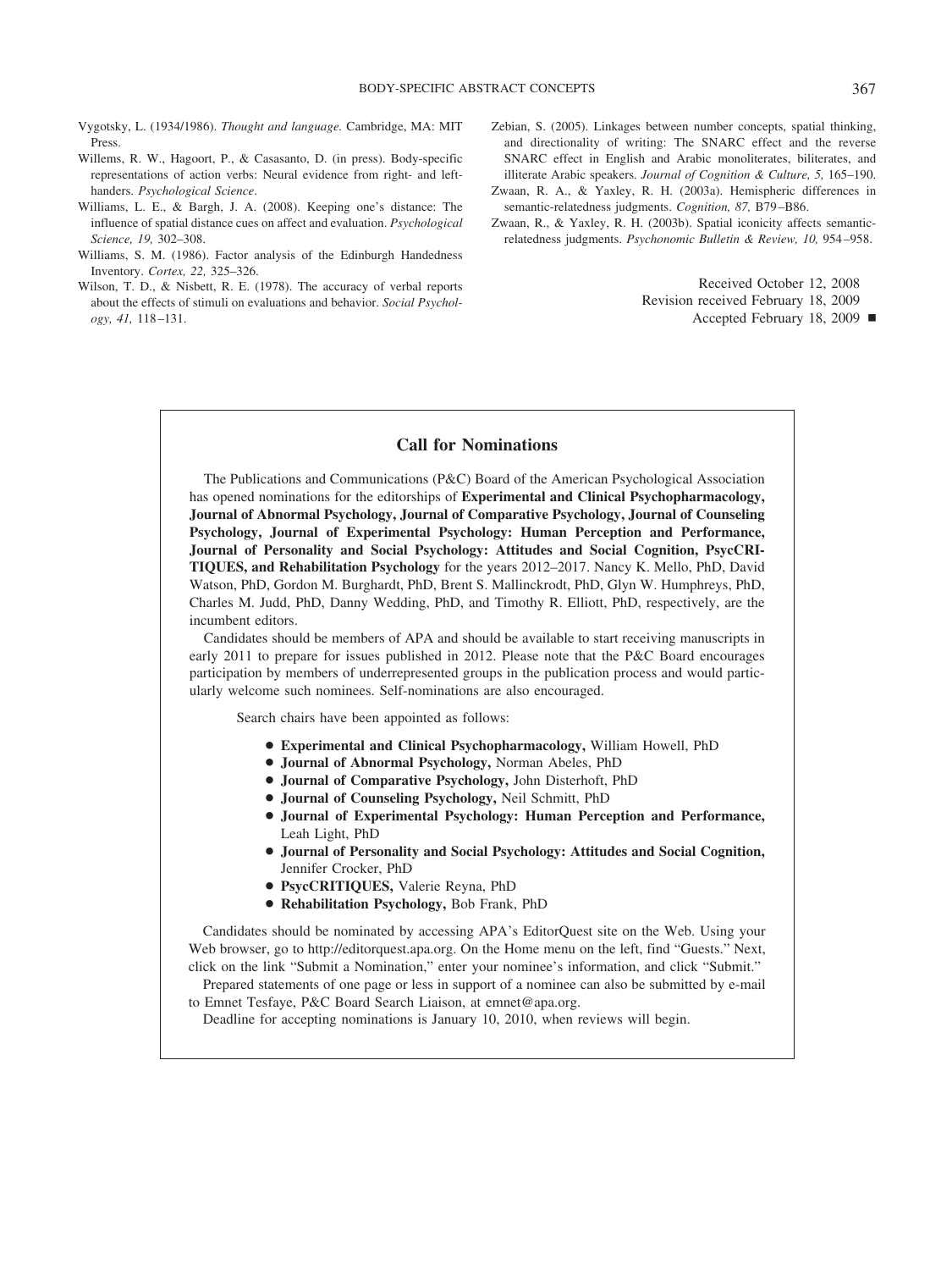Vygotsky, L. (1934/1986). *Thought and language*. Cambridge, MA: MIT Press.

Willems, R. W., Hagoort, P., & Casasanto, D. (in press). Body-specific representations of action verbs: Neural evidence from right- and left-handers. *Psychological Science*.

Williams, L. E., & Bargh, J. A. (2008). Keeping one's distance: The influence of spatial distance cues on affect and evaluation. *Psychological Science, 19,* 302–308.

Williams, S. M. (1986). Factor analysis of the Edinburgh Handedness Inventory. *Cortex, 22,* 325–326.

Wilson, T. D., & Nisbett, R. E. (1978). The accuracy of verbal reports about the effects of stimuli on evaluations and behavior. *Social Psychology, 41,* 118–131.

Zebian, S. (2005). Linkages between number concepts, spatial thinking, and directionality of writing: The SNARC effect and the reverse SNARC effect in English and Arabic monoliterates, biliterates, and illiterate Arabic speakers. *Journal of Cognition & Culture, 5,* 165–190.

Zwaan, R. A., & Yaxley, R. H. (2003a). Hemispheric differences in semantic-relatedness judgments. *Cognition, 87,* B79–B86.

Zwaan, R., & Yaxley, R. H. (2003b). Spatial iconicity affects semantic-relatedness judgments. *Psychonomic Bulletin & Review, 10,* 954–958.

Received October 12, 2008
Revision received February 18, 2009
Accepted February 18, 2009 ■

## Call for Nominations

The Publications and Communications (P&C) Board of the American Psychological Association has opened nominations for the editorships of **Experimental and Clinical Psychopharmacology, Journal of Abnormal Psychology, Journal of Comparative Psychology, Journal of Counseling Psychology, Journal of Experimental Psychology: Human Perception and Performance, Journal of Personality and Social Psychology: Attitudes and Social Cognition, PsycCRITIQUES, and Rehabilitation Psychology** for the years 2012–2017. Nancy K. Mello, PhD, David Watson, PhD, Gordon M. Burghardt, PhD, Brent S. Mallinckrodt, PhD, Glyn W. Humphreys, PhD, Charles M. Judd, PhD, Danny Wedding, PhD, and Timothy R. Elliott, PhD, respectively, are the incumbent editors.

Candidates should be members of APA and should be available to start receiving manuscripts in early 2011 to prepare for issues published in 2012. Please note that the P&C Board encourages participation by members of underrepresented groups in the publication process and would particularly welcome such nominees. Self-nominations are also encouraged.

Search chairs have been appointed as follows:

- **Experimental and Clinical Psychopharmacology,** William Howell, PhD
- **Journal of Abnormal Psychology,** Norman Abeles, PhD
- **Journal of Comparative Psychology,** John Disterhoft, PhD
- **Journal of Counseling Psychology,** Neil Schmitt, PhD
- **Journal of Experimental Psychology: Human Perception and Performance,** Leah Light, PhD
- **Journal of Personality and Social Psychology: Attitudes and Social Cognition,** Jennifer Crocker, PhD
- **PsycCRITIQUES,** Valerie Reyna, PhD
- **Rehabilitation Psychology,** Bob Frank, PhD

Candidates should be nominated by accessing APA's EditorQuest site on the Web. Using your Web browser, go to http://editorquest.apa.org. On the Home menu on the left, find "Guests." Next, click on the link "Submit a Nomination," enter your nominee's information, and click "Submit."

Prepared statements of one page or less in support of a nominee can also be submitted by e-mail to Emnet Tesfaye, P&C Board Search Liaison, at emnet@apa.org.

Deadline for accepting nominations is January 10, 2010, when reviews will begin.